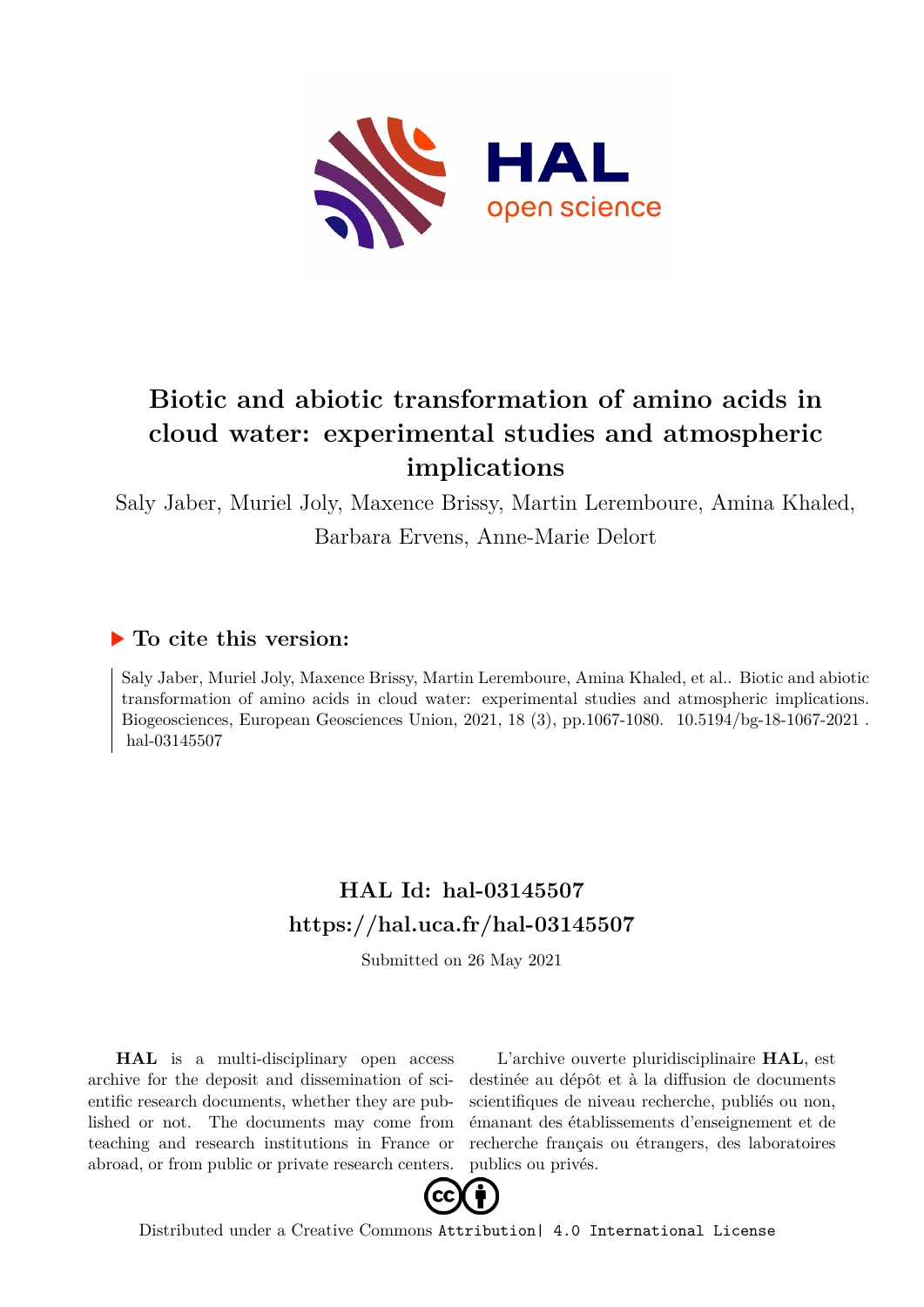# Biotic and abiotic transformation of amino acids in cloud water: experimental studies and atmospheric implications

Saly Jaber, Muriel Joly, Maxence Brissy, Martin Leremboure, Amina Khaled, Barbara Ervens, Anne-Marie Delort

## ▶ To cite this version:

Saly Jaber, Muriel Joly, Maxence Brissy, Martin Leremboure, Amina Khaled, et al.. Biotic and abiotic transformation of amino acids in cloud water: experimental studies and atmospheric implications. Biogeosciences, European Geosciences Union, 2021, 18 (3), pp.1067-1080. 10.5194/bg-18-1067-2021 . hal-03145507

## HAL Id: hal-03145507

## https://hal.uca.fr/hal-03145507

Submitted on 26 May 2021

**HAL** is a multi-disciplinary open access archive for the deposit and dissemination of scientific research documents, whether they are published or not. The documents may come from teaching and research institutions in France or abroad, or from public or private research centers.

L'archive ouverte pluridisciplinaire **HAL**, est destinée au dépôt et à la diffusion de documents scientifiques de niveau recherche, publiés ou non, émanant des établissements d'enseignement et de recherche français ou étrangers, des laboratoires publics ou privés.

Distributed under a Creative Commons Attribution| 4.0 International License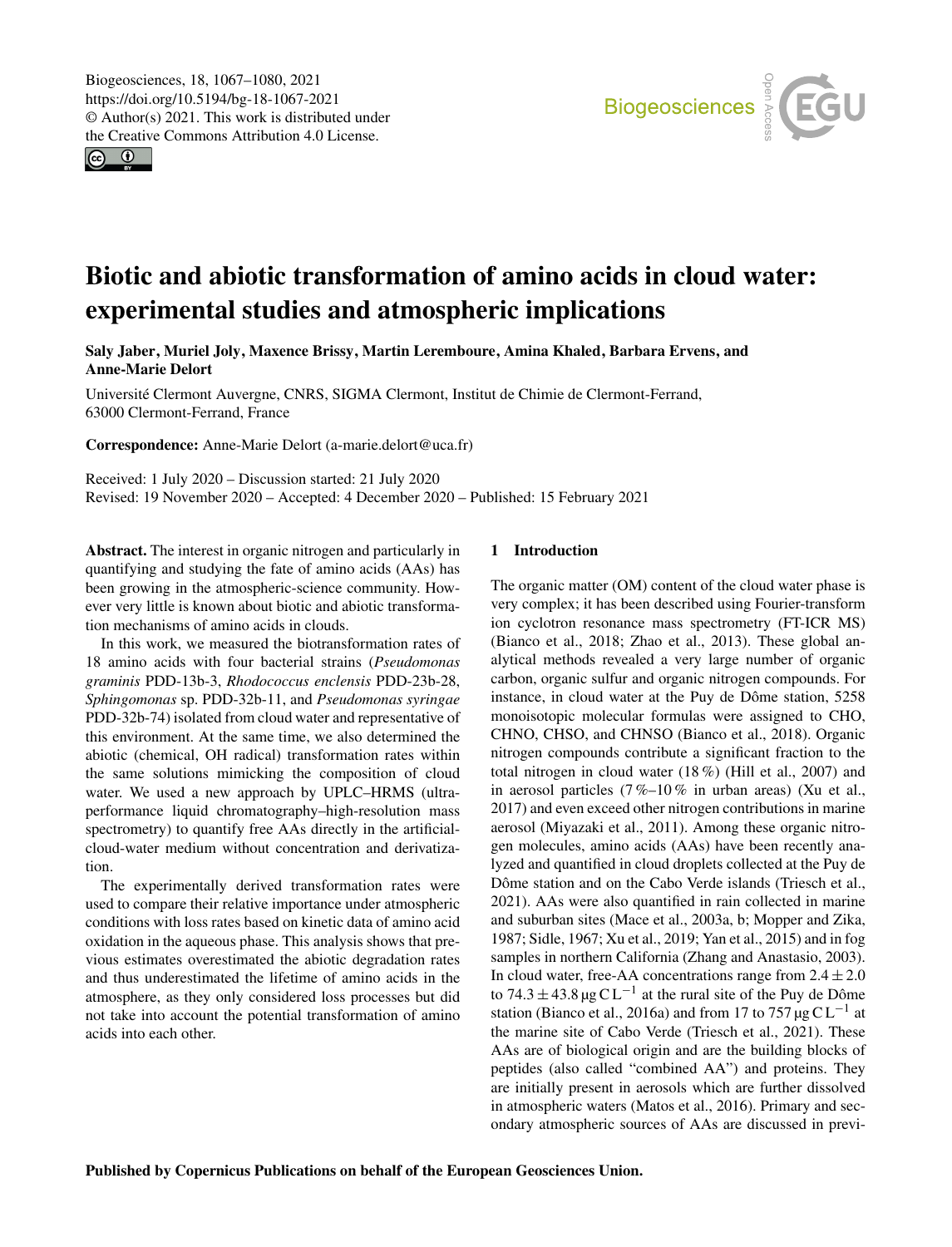# Biotic and abiotic transformation of amino acids in cloud water: experimental studies and atmospheric implications

**Saly Jaber, Muriel Joly, Maxence Brissy, Martin Leremboure, Amina Khaled, Barbara Ervens, and Anne-Marie Delort**

Université Clermont Auvergne, CNRS, SIGMA Clermont, Institut de Chimie de Clermont-Ferrand, 63000 Clermont-Ferrand, France

**Correspondence:** Anne-Marie Delort (a-marie.delort@uca.fr)

Received: 1 July 2020 – Discussion started: 21 July 2020
Revised: 19 November 2020 – Accepted: 4 December 2020 – Published: 15 February 2021

**Abstract.** The interest in organic nitrogen and particularly in quantifying and studying the fate of amino acids (AAs) has been growing in the atmospheric-science community. However very little is known about biotic and abiotic transformation mechanisms of amino acids in clouds.

In this work, we measured the biotransformation rates of 18 amino acids with four bacterial strains (*Pseudomonas graminis* PDD-13b-3, *Rhodococcus enclensis* PDD-23b-28, *Sphingomonas* sp. PDD-32b-11, and *Pseudomonas syringae* PDD-32b-74) isolated from cloud water and representative of this environment. At the same time, we also determined the abiotic (chemical, OH radical) transformation rates within the same solutions mimicking the composition of cloud water. We used a new approach by UPLC–HRMS (ultra-performance liquid chromatography–high-resolution mass spectrometry) to quantify free AAs directly in the artificial-cloud-water medium without concentration and derivatization.

The experimentally derived transformation rates were used to compare their relative importance under atmospheric conditions with loss rates based on kinetic data of amino acid oxidation in the aqueous phase. This analysis shows that previous estimates overestimated the abiotic degradation rates and thus underestimated the lifetime of amino acids in the atmosphere, as they only considered loss processes but did not take into account the potential transformation of amino acids into each other.

## 1 Introduction

The organic matter (OM) content of the cloud water phase is very complex; it has been described using Fourier-transform ion cyclotron resonance mass spectrometry (FT-ICR MS) (Bianco et al., 2018; Zhao et al., 2013). These global analytical methods revealed a very large number of organic carbon, organic sulfur and organic nitrogen compounds. For instance, in cloud water at the Puy de Dôme station, 5258 monoisotopic molecular formulas were assigned to CHO, CHNO, CHSO, and CHNSO (Bianco et al., 2018). Organic nitrogen compounds contribute a significant fraction to the total nitrogen in cloud water (18 %) (Hill et al., 2007) and in aerosol particles (7 %–10 % in urban areas) (Xu et al., 2017) and even exceed other nitrogen contributions in marine aerosol (Miyazaki et al., 2011). Among these organic nitrogen molecules, amino acids (AAs) have been recently analyzed and quantified in cloud droplets collected at the Puy de Dôme station and on the Cabo Verde islands (Triesch et al., 2021). AAs were also quantified in rain collected in marine and suburban sites (Mace et al., 2003a, b; Mopper and Zika, 1987; Sidle, 1967; Xu et al., 2019; Yan et al., 2015) and in fog samples in northern California (Zhang and Anastasio, 2003). In cloud water, free-AA concentrations range from $2.4 \pm 2.0$ to $74.3 \pm 43.8\,\mu g\,C\,L^{-1}$ at the rural site of the Puy de Dôme station (Bianco et al., 2016a) and from 17 to $757\,\mu g\,C\,L^{-1}$ at the marine site of Cabo Verde (Triesch et al., 2021). These AAs are of biological origin and are the building blocks of peptides (also called "combined AA") and proteins. They are initially present in aerosols which are further dissolved in atmospheric waters (Matos et al., 2016). Primary and secondary atmospheric sources of AAs are discussed in previ-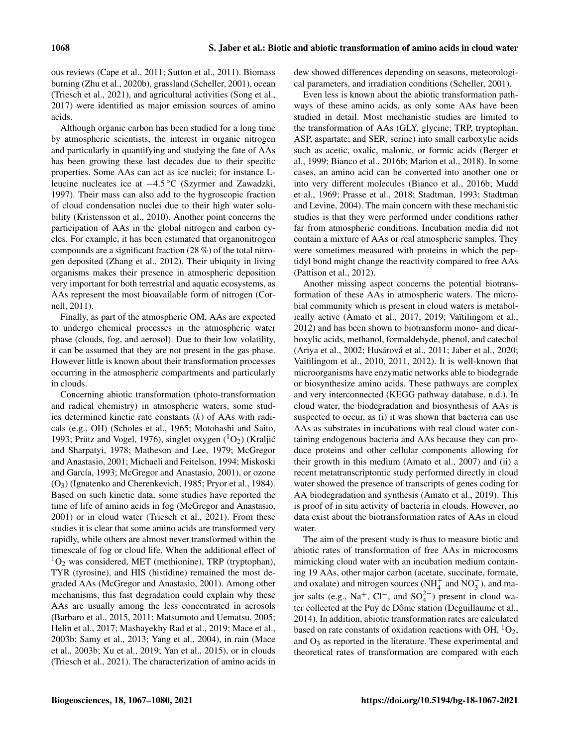ous reviews (Cape et al., 2011; Sutton et al., 2011). Biomass burning (Zhu et al., 2020b), grassland (Scheller, 2001), ocean (Triesch et al., 2021), and agricultural activities (Song et al., 2017) were identified as major emission sources of amino acids.

Although organic carbon has been studied for a long time by atmospheric scientists, the interest in organic nitrogen and particularly in quantifying and studying the fate of AAs has been growing these last decades due to their specific properties. Some AAs can act as ice nuclei; for instance L-leucine nucleates ice at $-4.5\,^{\circ}C$ (Szyrmer and Zawadzki, 1997). Their mass can also add to the hygroscopic fraction of cloud condensation nuclei due to their high water solubility (Kristensson et al., 2010). Another point concerns the participation of AAs in the global nitrogen and carbon cycles. For example, it has been estimated that organonitrogen compounds are a significant fraction (28 %) of the total nitrogen deposited (Zhang et al., 2012). Their ubiquity in living organisms makes their presence in atmospheric deposition very important for both terrestrial and aquatic ecosystems, as AAs represent the most bioavailable form of nitrogen (Cornell, 2011).

Finally, as part of the atmospheric OM, AAs are expected to undergo chemical processes in the atmospheric water phase (clouds, fog, and aerosol). Due to their low volatility, it can be assumed that they are not present in the gas phase. However little is known about their transformation processes occurring in the atmospheric compartments and particularly in clouds.

Concerning abiotic transformation (photo-transformation and radical chemistry) in atmospheric waters, some studies determined kinetic rate constants ($k$) of AAs with radicals (e.g., OH) (Scholes et al., 1965; Motohashi and Saito, 1993; Prütz and Vogel, 1976), singlet oxygen ($^{1}O_2$) (Kraljić and Sharpatyi, 1978; Matheson and Lee, 1979; McGregor and Anastasio, 2001; Michaeli and Feitelson, 1994; Miskoski and García, 1993; McGregor and Anastasio, 2001), or ozone ($O_3$) (Ignatenko and Cherenkevich, 1985; Pryor et al., 1984). Based on such kinetic data, some studies have reported the time of life of amino acids in fog (McGregor and Anastasio, 2001) or in cloud water (Triesch et al., 2021). From these studies it is clear that some amino acids are transformed very rapidly, while others are almost never transformed within the timescale of fog or cloud life. When the additional effect of $^{1}O_2$ was considered, MET (methionine), TRP (tryptophan), TYR (tyrosine), and HIS (histidine) remained the most degraded AAs (McGregor and Anastasio, 2001). Among other mechanisms, this fast degradation could explain why these AAs are usually among the less concentrated in aerosols (Barbaro et al., 2015, 2011; Matsumoto and Uematsu, 2005; Helin et al., 2017; Mashayekhy Rad et al., 2019; Mace et al., 2003b; Samy et al., 2013; Yang et al., 2004), in rain (Mace et al., 2003b; Xu et al., 2019; Yan et al., 2015), or in clouds (Triesch et al., 2021). The characterization of amino acids in dew showed differences depending on seasons, meteorological parameters, and irradiation conditions (Scheller, 2001).

Even less is known about the abiotic transformation pathways of these amino acids, as only some AAs have been studied in detail. Most mechanistic studies are limited to the transformation of AAs (GLY, glycine; TRP, tryptophan, ASP, aspartate; and SER, serine) into small carboxylic acids such as acetic, oxalic, malonic, or formic acids (Berger et al., 1999; Bianco et al., 2016b; Marion et al., 2018). In some cases, an amino acid can be converted into another one or into very different molecules (Bianco et al., 2016b; Mudd et al., 1969; Prasse et al., 2018; Stadtman, 1993; Stadtman and Levine, 2004). The main concern with these mechanistic studies is that they were performed under conditions rather far from atmospheric conditions. Incubation media did not contain a mixture of AAs or real atmospheric samples. They were sometimes measured with proteins in which the peptidyl bond might change the reactivity compared to free AAs (Pattison et al., 2012).

Another missing aspect concerns the potential biotransformation of these AAs in atmospheric waters. The microbial community which is present in cloud waters is metabolically active (Amato et al., 2017, 2019; Vaïtilingom et al., 2012) and has been shown to biotransform mono- and dicarboxylic acids, methanol, formaldehyde, phenol, and catechol (Ariya et al., 2002; Husárová et al., 2011; Jaber et al., 2020; Vaïtilingom et al., 2010, 2011, 2012). It is well-known that microorganisms have enzymatic networks able to biodegrade or biosynthesize amino acids. These pathways are complex and very interconnected (KEGG pathway database, n.d.). In cloud water, the biodegradation and biosynthesis of AAs is suspected to occur, as (i) it was shown that bacteria can use AAs as substrates in incubations with real cloud water containing endogenous bacteria and AAs because they can produce proteins and other cellular components allowing for their growth in this medium (Amato et al., 2007) and (ii) a recent metatranscriptomic study performed directly in cloud water showed the presence of transcripts of genes coding for AA biodegradation and synthesis (Amato et al., 2019). This is proof of in situ activity of bacteria in clouds. However, no data exist about the biotransformation rates of AAs in cloud water.

The aim of the present study is thus to measure biotic and abiotic rates of transformation of free AAs in microcosms mimicking cloud water with an incubation medium containing 19 AAs, other major carbon (acetate, succinate, formate, and oxalate) and nitrogen sources ($NH_4^+$ and $NO_3^-$), and major salts (e.g., $Na^+$, $Cl^-$, and $SO_4^{2-}$) present in cloud water collected at the Puy de Dôme station (Deguillaume et al., 2014). In addition, abiotic transformation rates are calculated based on rate constants of oxidation reactions with OH, $^{1}O_2$, and $O_3$ as reported in the literature. These experimental and theoretical rates of transformation are compared with each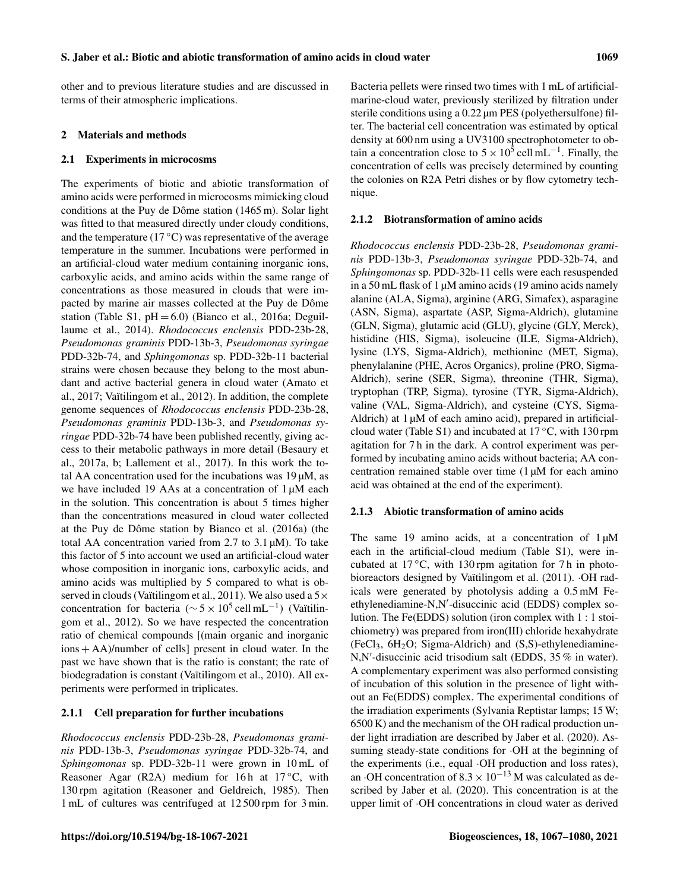other and to previous literature studies and are discussed in terms of their atmospheric implications.

## 2 Materials and methods

### 2.1 Experiments in microcosms

The experiments of biotic and abiotic transformation of amino acids were performed in microcosms mimicking cloud conditions at the Puy de Dôme station (1465 m). Solar light was fitted to that measured directly under cloudy conditions, and the temperature (17 °C) was representative of the average temperature in the summer. Incubations were performed in an artificial-cloud water medium containing inorganic ions, carboxylic acids, and amino acids within the same range of concentrations as those measured in clouds that were impacted by marine air masses collected at the Puy de Dôme station (Table S1, pH = 6.0) (Bianco et al., 2016a; Deguillaume et al., 2014). *Rhodococcus enclensis* PDD-23b-28, *Pseudomonas graminis* PDD-13b-3, *Pseudomonas syringae* PDD-32b-74, and *Sphingomonas* sp. PDD-32b-11 bacterial strains were chosen because they belong to the most abundant and active bacterial genera in cloud water (Amato et al., 2017; Vaïtilingom et al., 2012). In addition, the complete genome sequences of *Rhodococcus enclensis* PDD-23b-28, *Pseudomonas graminis* PDD-13b-3, and *Pseudomonas syringae* PDD-32b-74 have been published recently, giving access to their metabolic pathways in more detail (Besaury et al., 2017a, b; Lallement et al., 2017). In this work the total AA concentration used for the incubations was 19 µM, as we have included 19 AAs at a concentration of 1 µM each in the solution. This concentration is about 5 times higher than the concentrations measured in cloud water collected at the Puy de Dôme station by Bianco et al. (2016a) (the total AA concentration varied from 2.7 to 3.1 µM). To take this factor of 5 into account we used an artificial-cloud water whose composition in inorganic ions, carboxylic acids, and amino acids was multiplied by 5 compared to what is observed in clouds (Vaïtilingom et al., 2011). We also used a 5× concentration for bacteria ($\sim 5 \times 10^5$ cell mL$^{-1}$) (Vaïtilingom et al., 2012). So we have respected the concentration ratio of chemical compounds [(main organic and inorganic ions + AA)/number of cells] present in cloud water. In the past we have shown that is the ratio is constant; the rate of biodegradation is constant (Vaïtilingom et al., 2010). All experiments were performed in triplicates.

#### 2.1.1 Cell preparation for further incubations

*Rhodococcus enclensis* PDD-23b-28, *Pseudomonas graminis* PDD-13b-3, *Pseudomonas syringae* PDD-32b-74, and *Sphingomonas* sp. PDD-32b-11 were grown in 10 mL of Reasoner Agar (R2A) medium for 16 h at 17 °C, with 130 rpm agitation (Reasoner and Geldreich, 1985). Then 1 mL of cultures was centrifuged at 12 500 rpm for 3 min. Bacteria pellets were rinsed two times with 1 mL of artificial-marine-cloud water, previously sterilized by filtration under sterile conditions using a 0.22 µm PES (polyethersulfone) filter. The bacterial cell concentration was estimated by optical density at 600 nm using a UV3100 spectrophotometer to obtain a concentration close to $5 \times 10^5$ cell mL$^{-1}$. Finally, the concentration of cells was precisely determined by counting the colonies on R2A Petri dishes or by flow cytometry technique.

#### 2.1.2 Biotransformation of amino acids

*Rhodococcus enclensis* PDD-23b-28, *Pseudomonas graminis* PDD-13b-3, *Pseudomonas syringae* PDD-32b-74, and *Sphingomonas* sp. PDD-32b-11 cells were each resuspended in a 50 mL flask of 1 µM amino acids (19 amino acids namely alanine (ALA, Sigma), arginine (ARG, Simafex), asparagine (ASN, Sigma), aspartate (ASP, Sigma-Aldrich), glutamine (GLN, Sigma), glutamic acid (GLU), glycine (GLY, Merck), histidine (HIS, Sigma), isoleucine (ILE, Sigma-Aldrich), lysine (LYS, Sigma-Aldrich), methionine (MET, Sigma), phenylalanine (PHE, Acros Organics), proline (PRO, Sigma-Aldrich), serine (SER, Sigma), threonine (THR, Sigma), tryptophan (TRP, Sigma), tyrosine (TYR, Sigma-Aldrich), valine (VAL, Sigma-Aldrich), and cysteine (CYS, Sigma-Aldrich) at 1 µM of each amino acid), prepared in artificial-cloud water (Table S1) and incubated at 17 °C, with 130 rpm agitation for 7 h in the dark. A control experiment was performed by incubating amino acids without bacteria; AA concentration remained stable over time (1 µM for each amino acid was obtained at the end of the experiment).

#### 2.1.3 Abiotic transformation of amino acids

The same 19 amino acids, at a concentration of 1 µM each in the artificial-cloud medium (Table S1), were incubated at 17 °C, with 130 rpm agitation for 7 h in photo-bioreactors designed by Vaïtilingom et al. (2011). ·OH radicals were generated by photolysis adding a 0.5 mM Fe-ethylenediamine-N,N′-disuccinic acid (EDDS) complex solution. The Fe(EDDS) solution (iron complex with 1 : 1 stoichiometry) was prepared from iron(III) chloride hexahydrate ($FeCl_3$, $6H_2O$; Sigma-Aldrich) and (S,S)-ethylenediamine-N,N′-disuccinic acid trisodium salt (EDDS, 35 % in water). A complementary experiment was also performed consisting of incubation of this solution in the presence of light without an Fe(EDDS) complex. The experimental conditions of the irradiation experiments (Sylvania Reptistar lamps; 15 W; 6500 K) and the mechanism of the OH radical production under light irradiation are described by Jaber et al. (2020). Assuming steady-state conditions for ·OH at the beginning of the experiments (i.e., equal ·OH production and loss rates), an ·OH concentration of $8.3 \times 10^{-13}$ M was calculated as described by Jaber et al. (2020). This concentration is at the upper limit of ·OH concentrations in cloud water as derived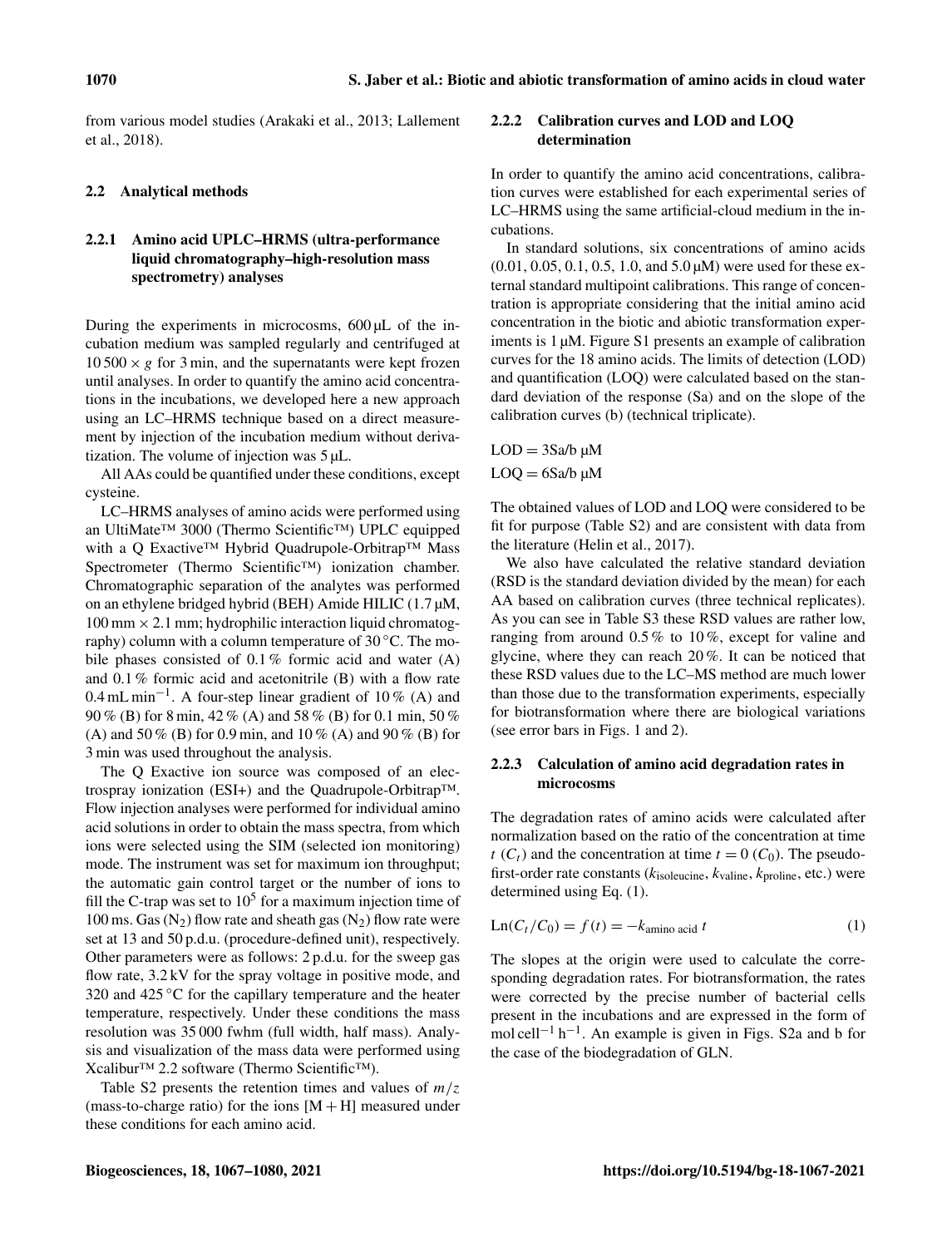from various model studies (Arakaki et al., 2013; Lallement et al., 2018).

## 2.2 Analytical methods

### 2.2.1 Amino acid UPLC–HRMS (ultra-performance liquid chromatography–high-resolution mass spectrometry) analyses

During the experiments in microcosms, 600 µL of the incubation medium was sampled regularly and centrifuged at $10\,500 \times g$ for 3 min, and the supernatants were kept frozen until analyses. In order to quantify the amino acid concentrations in the incubations, we developed here a new approach using an LC–HRMS technique based on a direct measurement by injection of the incubation medium without derivatization. The volume of injection was 5 µL.

All AAs could be quantified under these conditions, except cysteine.

LC–HRMS analyses of amino acids were performed using an UltiMate™ 3000 (Thermo Scientific™) UPLC equipped with a Q Exactive™ Hybrid Quadrupole-Orbitrap™ Mass Spectrometer (Thermo Scientific™) ionization chamber. Chromatographic separation of the analytes was performed on an ethylene bridged hybrid (BEH) Amide HILIC (1.7 µM, 100 mm × 2.1 mm; hydrophilic interaction liquid chromatography) column with a column temperature of 30 °C. The mobile phases consisted of 0.1 % formic acid and water (A) and 0.1 % formic acid and acetonitrile (B) with a flow rate 0.4 mL $\text{min}^{-1}$. A four-step linear gradient of 10 % (A) and 90 % (B) for 8 min, 42 % (A) and 58 % (B) for 0.1 min, 50 % (A) and 50 % (B) for 0.9 min, and 10 % (A) and 90 % (B) for 3 min was used throughout the analysis.

The Q Exactive ion source was composed of an electrospray ionization (ESI+) and the Quadrupole-Orbitrap™. Flow injection analyses were performed for individual amino acid solutions in order to obtain the mass spectra, from which ions were selected using the SIM (selected ion monitoring) mode. The instrument was set for maximum ion throughput; the automatic gain control target or the number of ions to fill the C-trap was set to $10^5$ for a maximum injection time of 100 ms. Gas ($N_2$) flow rate and sheath gas ($N_2$) flow rate were set at 13 and 50 p.d.u. (procedure-defined unit), respectively. Other parameters were as follows: 2 p.d.u. for the sweep gas flow rate, 3.2 kV for the spray voltage in positive mode, and 320 and 425 °C for the capillary temperature and the heater temperature, respectively. Under these conditions the mass resolution was 35 000 fwhm (full width, half mass). Analysis and visualization of the mass data were performed using Xcalibur™ 2.2 software (Thermo Scientific™).

Table S2 presents the retention times and values of $m/z$ (mass-to-charge ratio) for the ions [M + H] measured under these conditions for each amino acid.

### 2.2.2 Calibration curves and LOD and LOQ determination

In order to quantify the amino acid concentrations, calibration curves were established for each experimental series of LC–HRMS using the same artificial-cloud medium in the incubations.

In standard solutions, six concentrations of amino acids (0.01, 0.05, 0.1, 0.5, 1.0, and 5.0 µM) were used for these external standard multipoint calibrations. This range of concentration is appropriate considering that the initial amino acid concentration in the biotic and abiotic transformation experiments is 1 µM. Figure S1 presents an example of calibration curves for the 18 amino acids. The limits of detection (LOD) and quantification (LOQ) were calculated based on the standard deviation of the response (Sa) and on the slope of the calibration curves (b) (technical triplicate).

$$\text{LOD} = 3\text{Sa/b}\ \mu\text{M}$$

$$\text{LOQ} = 6\text{Sa/b}\ \mu\text{M}$$

The obtained values of LOD and LOQ were considered to be fit for purpose (Table S2) and are consistent with data from the literature (Helin et al., 2017).

We also have calculated the relative standard deviation (RSD is the standard deviation divided by the mean) for each AA based on calibration curves (three technical replicates). As you can see in Table S3 these RSD values are rather low, ranging from around 0.5 % to 10 %, except for valine and glycine, where they can reach 20 %. It can be noticed that these RSD values due to the LC–MS method are much lower than those due to the transformation experiments, especially for biotransformation where there are biological variations (see error bars in Figs. 1 and 2).

### 2.2.3 Calculation of amino acid degradation rates in microcosms

The degradation rates of amino acids were calculated after normalization based on the ratio of the concentration at time $t$ ($C_t$) and the concentration at time $t = 0$ ($C_0$). The pseudo-first-order rate constants ($k_{\text{isoleucine}}$, $k_{\text{valine}}$, $k_{\text{proline}}$, etc.) were determined using Eq. (1).

$$\text{Ln}(C_t/C_0) = f(t) = -k_{\text{amino acid}}\ t \tag{1}$$

The slopes at the origin were used to calculate the corresponding degradation rates. For biotransformation, the rates were corrected by the precise number of bacterial cells present in the incubations and are expressed in the form of mol $\text{cell}^{-1}$ $\text{h}^{-1}$. An example is given in Figs. S2a and b for the case of the biodegradation of GLN.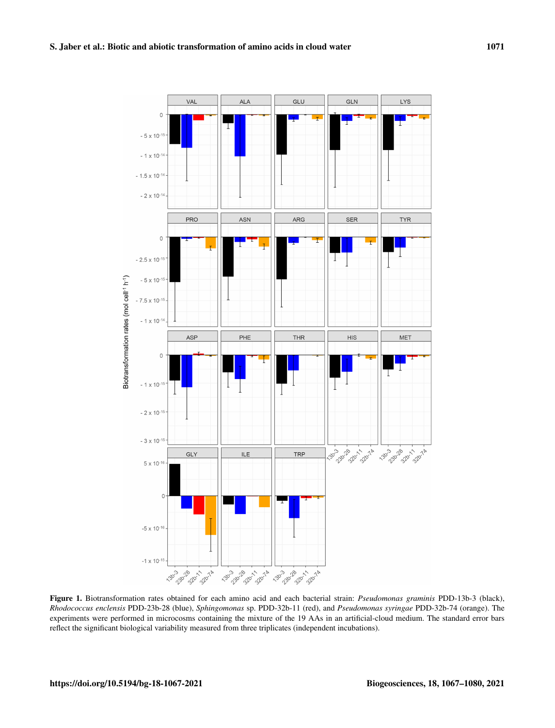**Figure 1.** Biotransformation rates obtained for each amino acid and each bacterial strain: *Pseudomonas graminis* PDD-13b-3 (black), *Rhodococcus enclensis* PDD-23b-28 (blue), *Sphingomonas* sp. PDD-32b-11 (red), and *Pseudomonas syringae* PDD-32b-74 (orange). The experiments were performed in microcosms containing the mixture of the 19 AAs in an artificial-cloud medium. The standard error bars reflect the significant biological variability measured from three triplicates (independent incubations).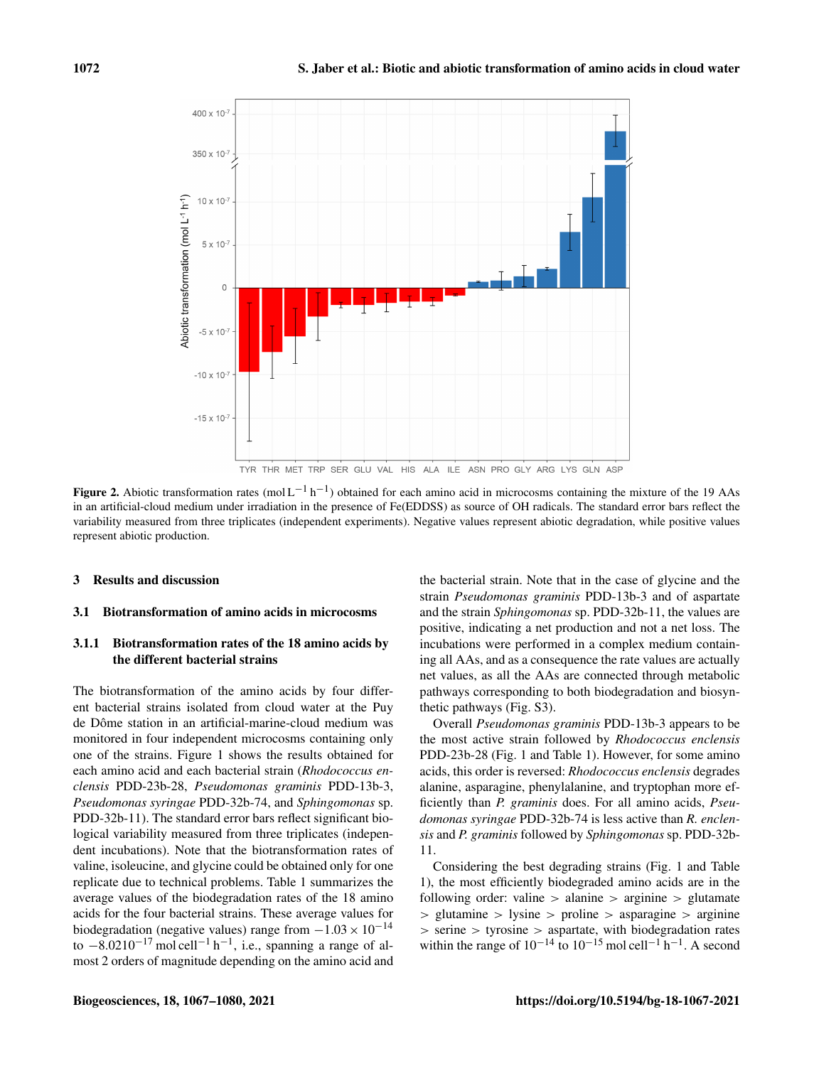Figure 2. Abiotic transformation rates ($mol\,L^{-1}\,h^{-1}$) obtained for each amino acid in microcosms containing the mixture of the 19 AAs in an artificial-cloud medium under irradiation in the presence of Fe(EDDSS) as source of OH radicals. The standard error bars reflect the variability measured from three triplicates (independent experiments). Negative values represent abiotic degradation, while positive values represent abiotic production.

## 3 Results and discussion

### 3.1 Biotransformation of amino acids in microcosms

#### 3.1.1 Biotransformation rates of the 18 amino acids by the different bacterial strains

The biotransformation of the amino acids by four different bacterial strains isolated from cloud water at the Puy de Dôme station in an artificial-marine-cloud medium was monitored in four independent microcosms containing only one of the strains. Figure 1 shows the results obtained for each amino acid and each bacterial strain (*Rhodococcus enclensis* PDD-23b-28, *Pseudomonas graminis* PDD-13b-3, *Pseudomonas syringae* PDD-32b-74, and *Sphingomonas* sp. PDD-32b-11). The standard error bars reflect significant biological variability measured from three triplicates (independent incubations). Note that the biotransformation rates of valine, isoleucine, and glycine could be obtained only for one replicate due to technical problems. Table 1 summarizes the average values of the biodegradation rates of the 18 amino acids for the four bacterial strains. These average values for biodegradation (negative values) range from $-1.03 \times 10^{-14}$ to $-8.0210^{-17}$ $mol\,cell^{-1}\,h^{-1}$, i.e., spanning a range of almost 2 orders of magnitude depending on the amino acid and the bacterial strain. Note that in the case of glycine and the strain *Pseudomonas graminis* PDD-13b-3 and of aspartate and the strain *Sphingomonas* sp. PDD-32b-11, the values are positive, indicating a net production and not a net loss. The incubations were performed in a complex medium containing all AAs, and as a consequence the rate values are actually net values, as all the AAs are connected through metabolic pathways corresponding to both biodegradation and biosynthetic pathways (Fig. S3).

Overall *Pseudomonas graminis* PDD-13b-3 appears to be the most active strain followed by *Rhodococcus enclensis* PDD-23b-28 (Fig. 1 and Table 1). However, for some amino acids, this order is reversed: *Rhodococcus enclensis* degrades alanine, asparagine, phenylalanine, and tryptophan more efficiently than *P. graminis* does. For all amino acids, *Pseudomonas syringae* PDD-32b-74 is less active than *R. enclensis* and *P. graminis* followed by *Sphingomonas* sp. PDD-32b-11.

Considering the best degrading strains (Fig. 1 and Table 1), the most efficiently biodegraded amino acids are in the following order: valine > alanine > arginine > glutamate > glutamine > lysine > proline > asparagine > arginine > serine > tyrosine > aspartate, with biodegradation rates within the range of $10^{-14}$ to $10^{-15}$ $mol\,cell^{-1}\,h^{-1}$. A second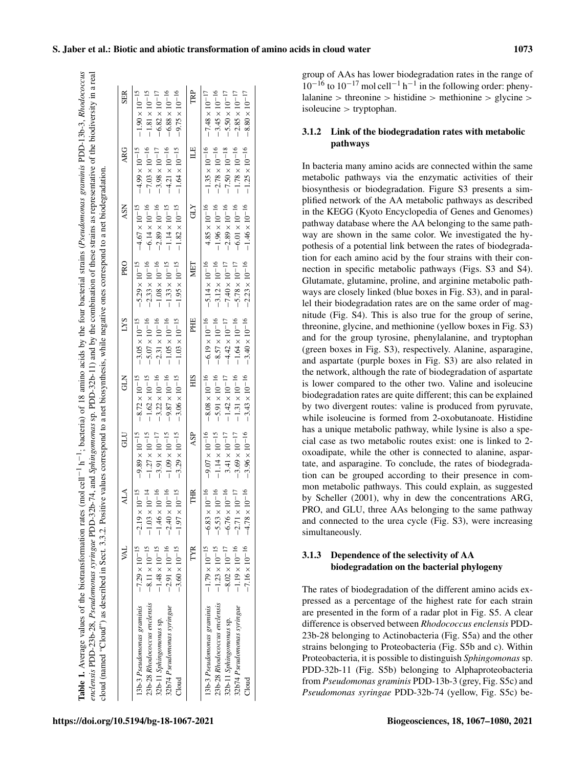**Table 1.** Average values of the biotransformation rates (mol cell$^{-1}$ h$^{-1}$; bacteria) of 18 amino acids by the four bacterial strains (*Pseudomonas graminis* PDD-13b-3, *Rhodococcus enclensis* PDD-23b-28, *Pseudomonas syringae* PDD-32b-74, and *Sphingomonas* sp. PDD-32b-11) and by the combination of these strains as representative of the biodiversity in a real cloud (named "Cloud") as described in Sect. 3.3.2. Positive values correspond to a net biosynthesis, while negative ones correspond to a net biodegradation.

| | VAL | ALA | GLU | GLN | LYS | PRO | ASN | ARG | SER |
|---|---|---|---|---|---|---|---|---|---|
| 13b-3 *Pseudomonas graminis* | $-7.29 \times 10^{-15}$ | $-2.19 \times 10^{-15}$ | $-9.89 \times 10^{-15}$ | $-8.72 \times 10^{-15}$ | $-3.05 \times 10^{-15}$ | $-5.29 \times 10^{-15}$ | $-4.67 \times 10^{-15}$ | $-4.99 \times 10^{-15}$ | $-1.90 \times 10^{-15}$ |
| 23b-28 *Rhodococcus enclensis* | $-8.11 \times 10^{-15}$ | $-1.03 \times 10^{-14}$ | $-1.27 \times 10^{-15}$ | $-1.62 \times 10^{-15}$ | $-5.07 \times 10^{-16}$ | $-2.33 \times 10^{-16}$ | $-6.14 \times 10^{-16}$ | $-7.03 \times 10^{-16}$ | $-1.81 \times 10^{-15}$ |
| 32b-11 *Sphingomonas* sp. | $-1.48 \times 10^{-15}$ | $-1.46 \times 10^{-16}$ | $-3.91 \times 10^{-17}$ | $-3.22 \times 10^{-16}$ | $-2.31 \times 10^{-16}$ | $-1.08 \times 10^{-16}$ | $-2.89 \times 10^{-16}$ | $-3.98 \times 10^{-17}$ | $-6.82 \times 10^{-17}$ |
| 32b74 *Pseudomonas syringae* | $-2.91 \times 10^{-16}$ | $-2.40 \times 10^{-16}$ | $-1.09 \times 10^{-15}$ | $-9.87 \times 10^{-16}$ | $-1.05 \times 10^{-16}$ | $-1.33 \times 10^{-15}$ | $-1.14 \times 10^{-15}$ | $-4.21 \times 10^{-16}$ | $-6.88 \times 10^{-16}$ |
| Cloud | $-3.60 \times 10^{-15}$ | $-1.97 \times 10^{-15}$ | $-3.29 \times 10^{-15}$ | $-3.06 \times 10^{-15}$ | $-1.03 \times 10^{-15}$ | $-1.95 \times 10^{-15}$ | $-1.82 \times 10^{-15}$ | $-1.64 \times 10^{-15}$ | $-9.75 \times 10^{-16}$ |
| | **TYR** | **THR** | **ASP** | **HIS** | **PHE** | **MET** | **GLY** | **ILE** | **TRP** |
| 13b-3 *Pseudomonas graminis* | $-1.79 \times 10^{-15}$ | $-6.83 \times 10^{-16}$ | $-9.07 \times 10^{-16}$ | $-8.08 \times 10^{-16}$ | $-6.19 \times 10^{-16}$ | $-5.14 \times 10^{-16}$ | $4.85 \times 10^{-16}$ | $-1.35 \times 10^{-16}$ | $-7.48 \times 10^{-17}$ |
| 23b-28 *Rhodococcus enclensis* | $-1.23 \times 10^{-15}$ | $-5.53 \times 10^{-16}$ | $-1.14 \times 10^{-15}$ | $-5.91 \times 10^{-16}$ | $-8.57 \times 10^{-16}$ | $-3.12 \times 10^{-16}$ | $-1.96 \times 10^{-16}$ | $-2.78 \times 10^{-16}$ | $-3.45 \times 10^{-16}$ |
| 32b-11 *Sphingomonas* sp. | $-8.02 \times 10^{-17}$ | $-6.76 \times 10^{-16}$ | $3.41 \times 10^{-17}$ | $-1.42 \times 10^{-17}$ | $-4.42 \times 10^{-17}$ | $-7.40 \times 10^{-17}$ | $-2.89 \times 10^{-16}$ | $-7.50 \times 10^{-18}$ | $-5.50 \times 10^{-17}$ |
| 32b74 *Pseudomonas syringae* | $-1.19 \times 10^{-16}$ | $-2.71 \times 10^{-17}$ | $-3.69 \times 10^{-17}$ | $-1.31 \times 10^{-16}$ | $-1.64 \times 10^{-16}$ | $-5.78 \times 10^{-17}$ | $-6.01 \times 10^{-16}$ | $-1.78 \times 10^{-16}$ | $-2.85 \times 10^{-17}$ |
| Cloud | $-7.16 \times 10^{-16}$ | $-4.78 \times 10^{-16}$ | $-3.96 \times 10^{-16}$ | $-3.43 \times 10^{-16}$ | $-3.40 \times 10^{-16}$ | $-2.23 \times 10^{-16}$ | $-1.46 \times 10^{-16}$ | $-1.25 \times 10^{-16}$ | $-8.80 \times 10^{-17}$ |

group of AAs has lower biodegradation rates in the range of $10^{-16}$ to $10^{-17}$ mol cell$^{-1}$ h$^{-1}$ in the following order: phenylalanine > threonine > histidine > methionine > glycine > isoleucine > tryptophan.

### 3.1.2 Link of the biodegradation rates with metabolic pathways

In bacteria many amino acids are connected within the same metabolic pathways via the enzymatic activities of their biosynthesis or biodegradation. Figure S3 presents a simplified network of the AA metabolic pathways as described in the KEGG (Kyoto Encyclopedia of Genes and Genomes) pathway database where the AA belonging to the same pathway are shown in the same color. We investigated the hypothesis of a potential link between the rates of biodegradation for each amino acid by the four strains with their connection in specific metabolic pathways (Figs. S3 and S4). Glutamate, glutamine, proline, and arginine metabolic pathways are closely linked (blue boxes in Fig. S3), and in parallel their biodegradation rates are on the same order of magnitude (Fig. S4). This is also true for the group of serine, threonine, glycine, and methionine (yellow boxes in Fig. S3) and for the group tyrosine, phenylalanine, and tryptophan (green boxes in Fig. S3), respectively. Alanine, asparagine, and aspartate (purple boxes in Fig. S3) are also related in the network, although the rate of biodegradation of aspartate is lower compared to the other two. Valine and isoleucine biodegradation rates are quite different; this can be explained by two divergent routes: valine is produced from pyruvate, while isoleucine is formed from 2-oxobutanoate. Histidine has a unique metabolic pathway, while lysine is also a special case as two metabolic routes exist: one is linked to 2-oxoadipate, while the other is connected to alanine, aspartate, and asparagine. To conclude, the rates of biodegradation can be grouped according to their presence in common metabolic pathways. This could explain, as suggested by Scheller (2001), why in dew the concentrations ARG, PRO, and GLU, three AAs belonging to the same pathway and connected to the urea cycle (Fig. S3), were increasing simultaneously.

### 3.1.3 Dependence of the selectivity of AA biodegradation on the bacterial phylogeny

The rates of biodegradation of the different amino acids expressed as a percentage of the highest rate for each strain are presented in the form of a radar plot in Fig. S5. A clear difference is observed between *Rhodococcus enclensis* PDD-23b-28 belonging to Actinobacteria (Fig. S5a) and the other strains belonging to Proteobacteria (Fig. S5b and c). Within Proteobacteria, it is possible to distinguish *Sphingomonas* sp. PDD-32b-11 (Fig. S5b) belonging to Alphaproteobacteria from *Pseudomonas graminis* PDD-13b-3 (grey, Fig. S5c) and *Pseudomonas syringae* PDD-32b-74 (yellow, Fig. S5c) be-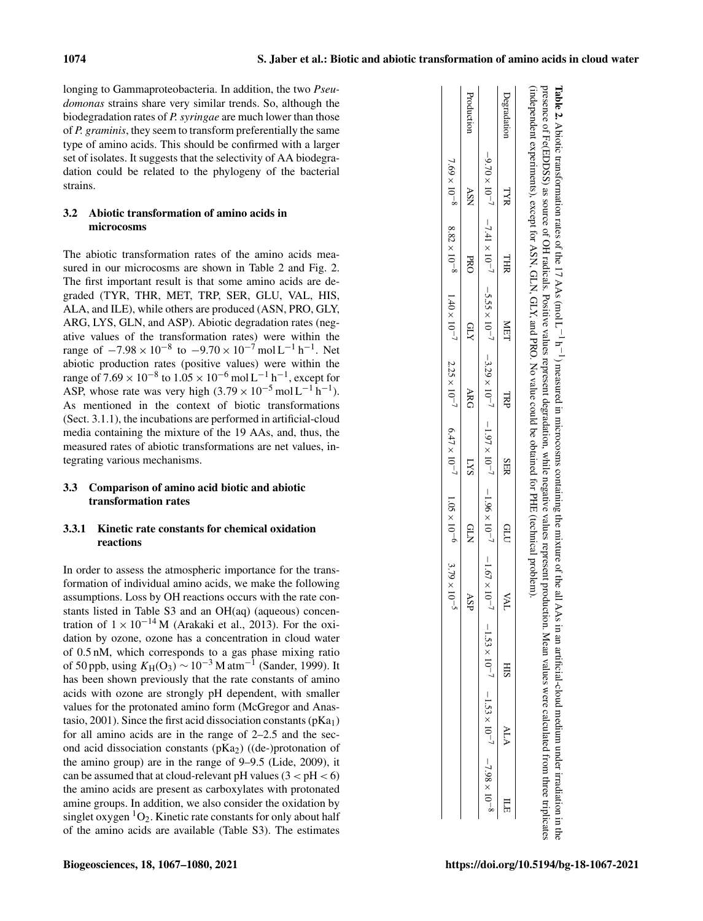longing to Gammaproteobacteria. In addition, the two *Pseudomonas* strains share very similar trends. So, although the biodegradation rates of *P. syringae* are much lower than those of *P. graminis*, they seem to transform preferentially the same type of amino acids. This should be confirmed with a larger set of isolates. It suggests that the selectivity of AA biodegradation could be related to the phylogeny of the bacterial strains.

### 3.2 Abiotic transformation of amino acids in microcosms

The abiotic transformation rates of the amino acids measured in our microcosms are shown in Table 2 and Fig. 2. The first important result is that some amino acids are degraded (TYR, THR, MET, TRP, SER, GLU, VAL, HIS, ALA, and ILE), while others are produced (ASN, PRO, GLY, ARG, LYS, GLN, and ASP). Abiotic degradation rates (negative values of the transformation rates) were within the range of $-7.98 \times 10^{-8}$ to $-9.70 \times 10^{-7}$ mol $L^{-1}$ $h^{-1}$. Net abiotic production rates (positive values) were within the range of $7.69 \times 10^{-8}$ to $1.05 \times 10^{-6}$ mol $L^{-1}$ $h^{-1}$, except for ASP, whose rate was very high ($3.79 \times 10^{-5}$ mol $L^{-1}$ $h^{-1}$). As mentioned in the context of biotic transformations (Sect. 3.1.1), the incubations are performed in artificial-cloud media containing the mixture of the 19 AAs, and, thus, the measured rates of abiotic transformations are net values, integrating various mechanisms.

**Table 2.** Abiotic transformation rates of the 17 AAs (mol $L^{-1}$ $h^{-1}$) measured in microcosms containing the mixture of the all AAs in an artificial-cloud medium under irradiation in the presence of Fe(EDDS) as source of OH radicals. Positive values represent degradation, while negative values represent production. Mean values were calculated from three triplicates (independent experiments), except for ASN, GLN, GLY, and PRO. No value could be obtained for PHE (technical problem).

| Degradation | TYR | THR | MET | TRP | SER | GLU | VAL | HIS | ALA | ILE |
|---|---|---|---|---|---|---|---|---|---|---|
| | $-9.70 \times 10^{-7}$ | $-7.41 \times 10^{-7}$ | $-5.55 \times 10^{-7}$ | $-3.29 \times 10^{-7}$ | $-1.97 \times 10^{-7}$ | $-1.96 \times 10^{-7}$ | $-1.67 \times 10^{-7}$ | $-1.53 \times 10^{-7}$ | $-1.53 \times 10^{-7}$ | $-7.98 \times 10^{-8}$ |
| **Production** | **ASN** | **PRO** | **GLY** | **ARG** | **LYS** | **GLN** | **ASP** | | | |
| | $7.69 \times 10^{-8}$ | $8.82 \times 10^{-8}$ | $1.40 \times 10^{-7}$ | $2.25 \times 10^{-7}$ | $6.47 \times 10^{-7}$ | $1.05 \times 10^{-6}$ | $3.79 \times 10^{-5}$ | | | |

### 3.3 Comparison of amino acid biotic and abiotic transformation rates

#### 3.3.1 Kinetic rate constants for chemical oxidation reactions

In order to assess the atmospheric importance for the transformation of individual amino acids, we make the following assumptions. Loss by OH reactions occurs with the rate constants listed in Table S3 and an OH(aq) (aqueous) concentration of $1 \times 10^{-14}$ M (Arakaki et al., 2013). For the oxidation by ozone, ozone has a concentration in cloud water of 0.5 nM, which corresponds to a gas phase mixing ratio of 50 ppb, using $K_H(O_3) \sim 10^{-3}$ M $atm^{-1}$ (Sander, 1999). It has been shown previously that the rate constants of amino acids with ozone are strongly pH dependent, with smaller values for the protonated amino form (McGregor and Anastasio, 2001). Since the first acid dissociation constants ($pKa_1$) for all amino acids are in the range of 2–2.5 and the second acid dissociation constants ($pKa_2$) ((de-)protonation of the amino group) are in the range of 9–9.5 (Lide, 2009), it can be assumed that at cloud-relevant pH values ($3 < pH < 6$) the amino acids are present as carboxylates with protonated amine groups. In addition, we also consider the oxidation by singlet oxygen $^1O_2$. Kinetic rate constants for only about half of the amino acids are available (Table S3). The estimates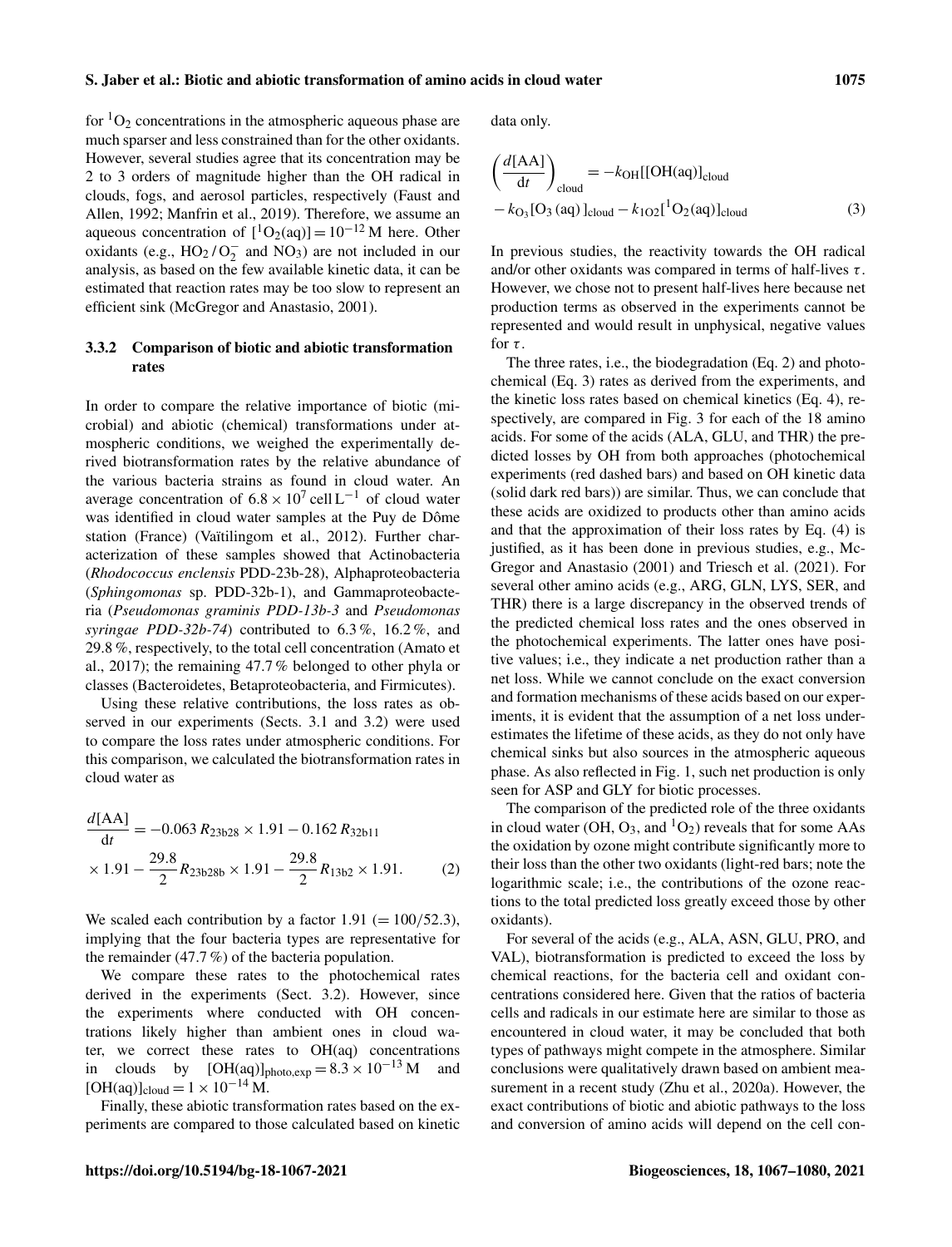for $^1O_2$ concentrations in the atmospheric aqueous phase are much sparser and less constrained than for the other oxidants. However, several studies agree that its concentration may be 2 to 3 orders of magnitude higher than the OH radical in clouds, fogs, and aerosol particles, respectively (Faust and Allen, 1992; Manfrin et al., 2019). Therefore, we assume an aqueous concentration of $[^1O_2(aq)] = 10^{-12}$ M here. Other oxidants (e.g., $HO_2 / O_2^-$ and $NO_3$) are not included in our analysis, as based on the few available kinetic data, it can be estimated that reaction rates may be too slow to represent an efficient sink (McGregor and Anastasio, 2001).

### 3.3.2 Comparison of biotic and abiotic transformation rates

In order to compare the relative importance of biotic (microbial) and abiotic (chemical) transformations under atmospheric conditions, we weighed the experimentally derived biotransformation rates by the relative abundance of the various bacteria strains as found in cloud water. An average concentration of $6.8 \times 10^7$ cell $L^{-1}$ of cloud water was identified in cloud water samples at the Puy de Dôme station (France) (Vaïtilingom et al., 2012). Further characterization of these samples showed that Actinobacteria (*Rhodococcus enclensis* PDD-23b-28), Alphaproteobacteria (*Sphingomonas* sp. PDD-32b-1), and Gammaproteobacteria (*Pseudomonas graminis PDD-13b-3* and *Pseudomonas syringae PDD-32b-74*) contributed to 6.3 %, 16.2 %, and 29.8 %, respectively, to the total cell concentration (Amato et al., 2017); the remaining 47.7 % belonged to other phyla or classes (Bacteroidetes, Betaproteobacteria, and Firmicutes).

Using these relative contributions, the loss rates as observed in our experiments (Sects. 3.1 and 3.2) were used to compare the loss rates under atmospheric conditions. For this comparison, we calculated the biotransformation rates in cloud water as

$$\frac{d[\mathrm{AA}]}{\mathrm{d}t} = -0.063\, R_{23b28} \times 1.91 - 0.162\, R_{32b11} \times 1.91 - \frac{29.8}{2} R_{23b28b} \times 1.91 - \frac{29.8}{2} R_{13b2} \times 1.91. \quad (2)$$

We scaled each contribution by a factor 1.91 (= 100/52.3), implying that the four bacteria types are representative for the remainder (47.7 %) of the bacteria population.

We compare these rates to the photochemical rates derived in the experiments (Sect. 3.2). However, since the experiments where conducted with OH concentrations likely higher than ambient ones in cloud water, we correct these rates to OH(aq) concentrations in clouds by $[\mathrm{OH(aq)}]_{\mathrm{photo,exp}} = 8.3 \times 10^{-13}$ M and $[\mathrm{OH(aq)}]_{\mathrm{cloud}} = 1 \times 10^{-14}$ M.

Finally, these abiotic transformation rates based on the experiments are compared to those calculated based on kinetic data only.

$$\left(\frac{d[\mathrm{AA}]}{\mathrm{d}t}\right)_{\mathrm{cloud}} = -k_{\mathrm{OH}}[[\mathrm{OH(aq)}]_{\mathrm{cloud}} - k_{\mathrm{O_3}}[\mathrm{O_3\,(aq)}\,]_{\mathrm{cloud}} - k_{1\mathrm{O2}}[^1\mathrm{O_2(aq)}]_{\mathrm{cloud}} \quad (3)$$

In previous studies, the reactivity towards the OH radical and/or other oxidants was compared in terms of half-lives $\tau$. However, we chose not to present half-lives here because net production terms as observed in the experiments cannot be represented and would result in unphysical, negative values for $\tau$.

The three rates, i.e., the biodegradation (Eq. 2) and photochemical (Eq. 3) rates as derived from the experiments, and the kinetic loss rates based on chemical kinetics (Eq. 4), respectively, are compared in Fig. 3 for each of the 18 amino acids. For some of the acids (ALA, GLU, and THR) the predicted losses by OH from both approaches (photochemical experiments (red dashed bars) and based on OH kinetic data (solid dark red bars)) are similar. Thus, we can conclude that these acids are oxidized to products other than amino acids and that the approximation of their loss rates by Eq. (4) is justified, as it has been done in previous studies, e.g., McGregor and Anastasio (2001) and Triesch et al. (2021). For several other amino acids (e.g., ARG, GLN, LYS, SER, and THR) there is a large discrepancy in the observed trends of the predicted chemical loss rates and the ones observed in the photochemical experiments. The latter ones have positive values; i.e., they indicate a net production rather than a net loss. While we cannot conclude on the exact conversion and formation mechanisms of these acids based on our experiments, it is evident that the assumption of a net loss underestimates the lifetime of these acids, as they do not only have chemical sinks but also sources in the atmospheric aqueous phase. As also reflected in Fig. 1, such net production is only seen for ASP and GLY for biotic processes.

The comparison of the predicted role of the three oxidants in cloud water (OH, $O_3$, and $^1O_2$) reveals that for some AAs the oxidation by ozone might contribute significantly more to their loss than the other two oxidants (light-red bars; note the logarithmic scale; i.e., the contributions of the ozone reactions to the total predicted loss greatly exceed those by other oxidants).

For several of the acids (e.g., ALA, ASN, GLU, PRO, and VAL), biotransformation is predicted to exceed the loss by chemical reactions, for the bacteria cell and oxidant concentrations considered here. Given that the ratios of bacteria cells and radicals in our estimate here are similar to those as encountered in cloud water, it may be concluded that both types of pathways might compete in the atmosphere. Similar conclusions were qualitatively drawn based on ambient measurement in a recent study (Zhu et al., 2020a). However, the exact contributions of biotic and abiotic pathways to the loss and conversion of amino acids will depend on the cell con-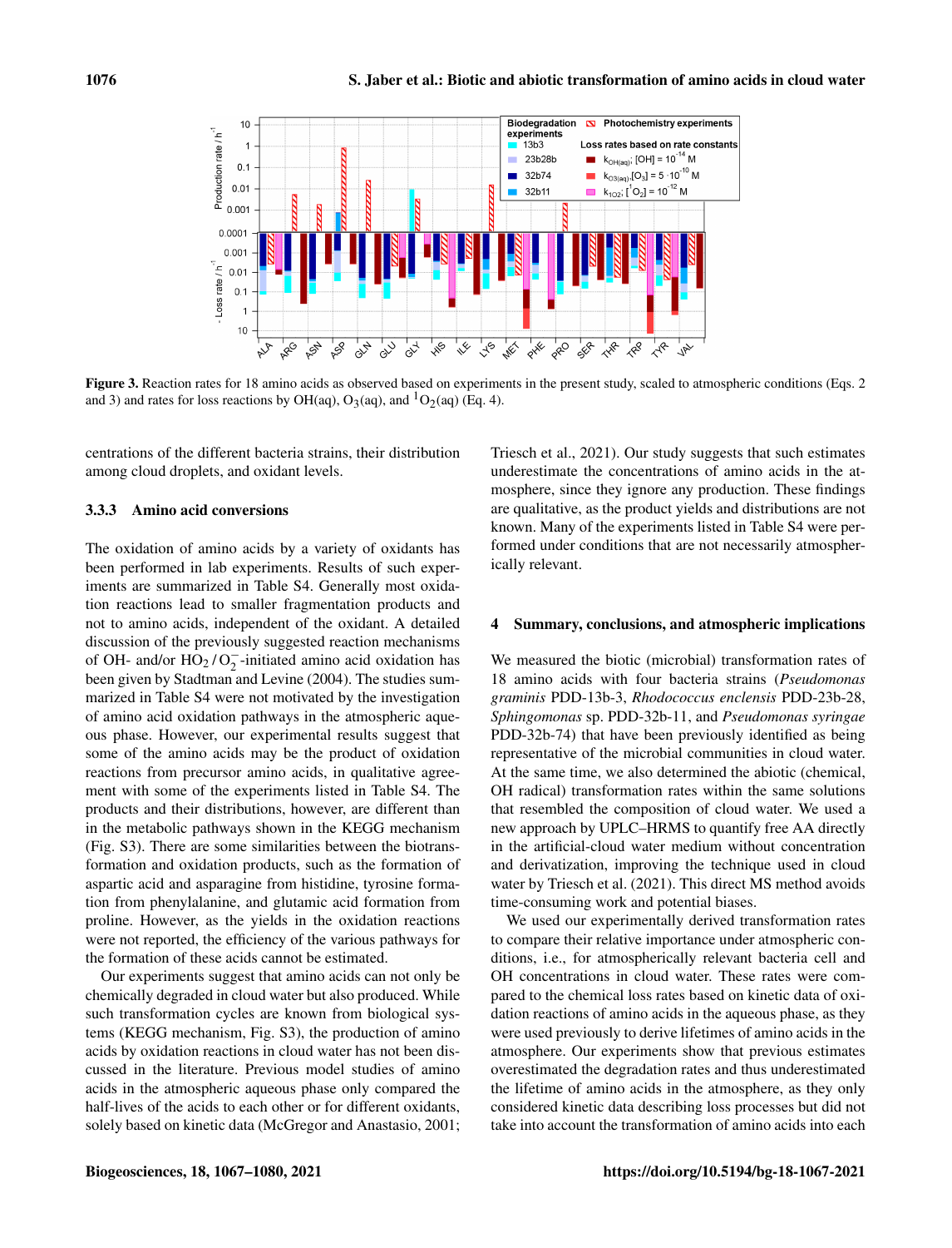**Figure 3.** Reaction rates for 18 amino acids as observed based on experiments in the present study, scaled to atmospheric conditions (Eqs. 2 and 3) and rates for loss reactions by OH(aq), $O_3$(aq), and $^1O_2$(aq) (Eq. 4).

centrations of the different bacteria strains, their distribution among cloud droplets, and oxidant levels.

### 3.3.3 Amino acid conversions

The oxidation of amino acids by a variety of oxidants has been performed in lab experiments. Results of such experiments are summarized in Table S4. Generally most oxidation reactions lead to smaller fragmentation products and not to amino acids, independent of the oxidant. A detailed discussion of the previously suggested reaction mechanisms of OH- and/or $HO_2 / O_2^-$-initiated amino acid oxidation has been given by Stadtman and Levine (2004). The studies summarized in Table S4 were not motivated by the investigation of amino acid oxidation pathways in the atmospheric aqueous phase. However, our experimental results suggest that some of the amino acids may be the product of oxidation reactions from precursor amino acids, in qualitative agreement with some of the experiments listed in Table S4. The products and their distributions, however, are different than in the metabolic pathways shown in the KEGG mechanism (Fig. S3). There are some similarities between the biotransformation and oxidation products, such as the formation of aspartic acid and asparagine from histidine, tyrosine formation from phenylalanine, and glutamic acid formation from proline. However, as the yields in the oxidation reactions were not reported, the efficiency of the various pathways for the formation of these acids cannot be estimated.

Our experiments suggest that amino acids can not only be chemically degraded in cloud water but also produced. While such transformation cycles are known from biological systems (KEGG mechanism, Fig. S3), the production of amino acids by oxidation reactions in cloud water has not been discussed in the literature. Previous model studies of amino acids in the atmospheric aqueous phase only compared the half-lives of the acids to each other or for different oxidants, solely based on kinetic data (McGregor and Anastasio, 2001; Triesch et al., 2021). Our study suggests that such estimates underestimate the concentrations of amino acids in the atmosphere, since they ignore any production. These findings are qualitative, as the product yields and distributions are not known. Many of the experiments listed in Table S4 were performed under conditions that are not necessarily atmospherically relevant.

## 4 Summary, conclusions, and atmospheric implications

We measured the biotic (microbial) transformation rates of 18 amino acids with four bacteria strains (*Pseudomonas graminis* PDD-13b-3, *Rhodococcus enclensis* PDD-23b-28, *Sphingomonas* sp. PDD-32b-11, and *Pseudomonas syringae* PDD-32b-74) that have been previously identified as being representative of the microbial communities in cloud water. At the same time, we also determined the abiotic (chemical, OH radical) transformation rates within the same solutions that resembled the composition of cloud water. We used a new approach by UPLC–HRMS to quantify free AA directly in the artificial-cloud water medium without concentration and derivatization, improving the technique used in cloud water by Triesch et al. (2021). This direct MS method avoids time-consuming work and potential biases.

We used our experimentally derived transformation rates to compare their relative importance under atmospheric conditions, i.e., for atmospherically relevant bacteria cell and OH concentrations in cloud water. These rates were compared to the chemical loss rates based on kinetic data of oxidation reactions of amino acids in the aqueous phase, as they were used previously to derive lifetimes of amino acids in the atmosphere. Our experiments show that previous estimates overestimated the degradation rates and thus underestimated the lifetime of amino acids in the atmosphere, as they only considered kinetic data describing loss processes but did not take into account the transformation of amino acids into each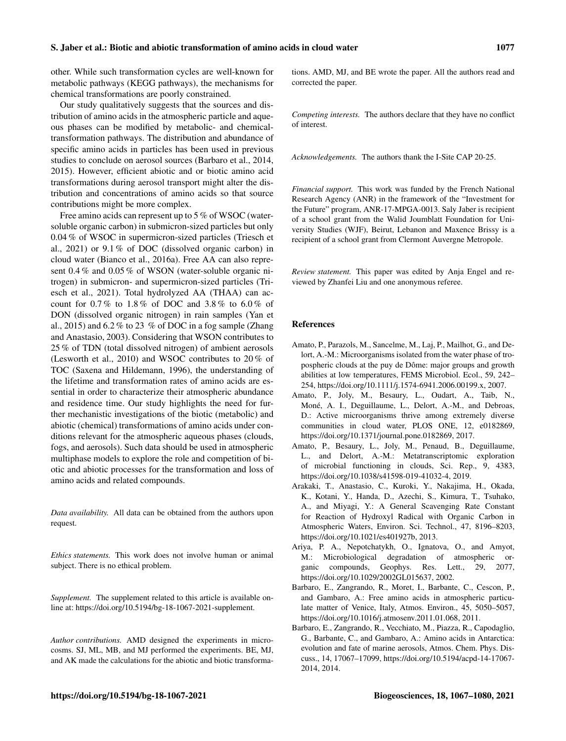other. While such transformation cycles are well-known for metabolic pathways (KEGG pathways), the mechanisms for chemical transformations are poorly constrained.

Our study qualitatively suggests that the sources and distribution of amino acids in the atmospheric particle and aqueous phases can be modified by metabolic- and chemical-transformation pathways. The distribution and abundance of specific amino acids in particles has been used in previous studies to conclude on aerosol sources (Barbaro et al., 2014, 2015). However, efficient abiotic and or biotic amino acid transformations during aerosol transport might alter the distribution and concentrations of amino acids so that source contributions might be more complex.

Free amino acids can represent up to 5 % of WSOC (water-soluble organic carbon) in submicron-sized particles but only 0.04 % of WSOC in supermicron-sized particles (Triesch et al., 2021) or 9.1 % of DOC (dissolved organic carbon) in cloud water (Bianco et al., 2016a). Free AA can also represent 0.4 % and 0.05 % of WSON (water-soluble organic nitrogen) in submicron- and supermicron-sized particles (Triesch et al., 2021). Total hydrolyzed AA (THAA) can account for 0.7 % to 1.8 % of DOC and 3.8 % to 6.0 % of DON (dissolved organic nitrogen) in rain samples (Yan et al., 2015) and 6.2 % to 23 % of DOC in a fog sample (Zhang and Anastasio, 2003). Considering that WSON contributes to 25 % of TDN (total dissolved nitrogen) of ambient aerosols (Lesworth et al., 2010) and WSOC contributes to 20 % of TOC (Saxena and Hildemann, 1996), the understanding of the lifetime and transformation rates of amino acids are essential in order to characterize their atmospheric abundance and residence time. Our study highlights the need for further mechanistic investigations of the biotic (metabolic) and abiotic (chemical) transformations of amino acids under conditions relevant for the atmospheric aqueous phases (clouds, fogs, and aerosols). Such data should be used in atmospheric multiphase models to explore the role and competition of biotic and abiotic processes for the transformation and loss of amino acids and related compounds.

*Data availability.* All data can be obtained from the authors upon request.

*Ethics statements.* This work does not involve human or animal subject. There is no ethical problem.

*Supplement.* The supplement related to this article is available online at: https://doi.org/10.5194/bg-18-1067-2021-supplement.

*Author contributions.* AMD designed the experiments in microcosms. SJ, ML, MB, and MJ performed the experiments. BE, MJ, and AK made the calculations for the abiotic and biotic transformations. AMD, MJ, and BE wrote the paper. All the authors read and corrected the paper.

*Competing interests.* The authors declare that they have no conflict of interest.

*Acknowledgements.* The authors thank the I-Site CAP 20-25.

*Financial support.* This work was funded by the French National Research Agency (ANR) in the framework of the "Investment for the Future" program, ANR-17-MPGA-0013. Saly Jaber is recipient of a school grant from the Walid Joumblatt Foundation for University Studies (WJF), Beirut, Lebanon and Maxence Brissy is a recipient of a school grant from Clermont Auvergne Metropole.

*Review statement.* This paper was edited by Anja Engel and reviewed by Zhanfei Liu and one anonymous referee.

## References

Amato, P., Parazols, M., Sancelme, M., Laj, P., Mailhot, G., and Delort, A.-M.: Microorganisms isolated from the water phase of tropospheric clouds at the puy de Dôme: major groups and growth abilities at low temperatures, FEMS Microbiol. Ecol., 59, 242–254, https://doi.org/10.1111/j.1574-6941.2006.00199.x, 2007.

Amato, P., Joly, M., Besaury, L., Oudart, A., Taib, N., Moné, A. I., Deguillaume, L., Delort, A.-M., and Debroas, D.: Active microorganisms thrive among extremely diverse communities in cloud water, PLOS ONE, 12, e0182869, https://doi.org/10.1371/journal.pone.0182869, 2017.

Amato, P., Besaury, L., Joly, M., Penaud, B., Deguillaume, L., and Delort, A.-M.: Metatranscriptomic exploration of microbial functioning in clouds, Sci. Rep., 9, 4383, https://doi.org/10.1038/s41598-019-41032-4, 2019.

Arakaki, T., Anastasio, C., Kuroki, Y., Nakajima, H., Okada, K., Kotani, Y., Handa, D., Azechi, S., Kimura, T., Tsuhako, A., and Miyagi, Y.: A General Scavenging Rate Constant for Reaction of Hydroxyl Radical with Organic Carbon in Atmospheric Waters, Environ. Sci. Technol., 47, 8196–8203, https://doi.org/10.1021/es401927b, 2013.

Ariya, P. A., Nepotchatykh, O., Ignatova, O., and Amyot, M.: Microbiological degradation of atmospheric organic compounds, Geophys. Res. Lett., 29, 2077, https://doi.org/10.1029/2002GL015637, 2002.

Barbaro, E., Zangrando, R., Moret, I., Barbante, C., Cescon, P., and Gambaro, A.: Free amino acids in atmospheric particulate matter of Venice, Italy, Atmos. Environ., 45, 5050–5057, https://doi.org/10.1016/j.atmosenv.2011.01.068, 2011.

Barbaro, E., Zangrando, R., Vecchiato, M., Piazza, R., Capodaglio, G., Barbante, C., and Gambaro, A.: Amino acids in Antarctica: evolution and fate of marine aerosols, Atmos. Chem. Phys. Discuss., 14, 17067–17099, https://doi.org/10.5194/acpd-14-17067-2014, 2014.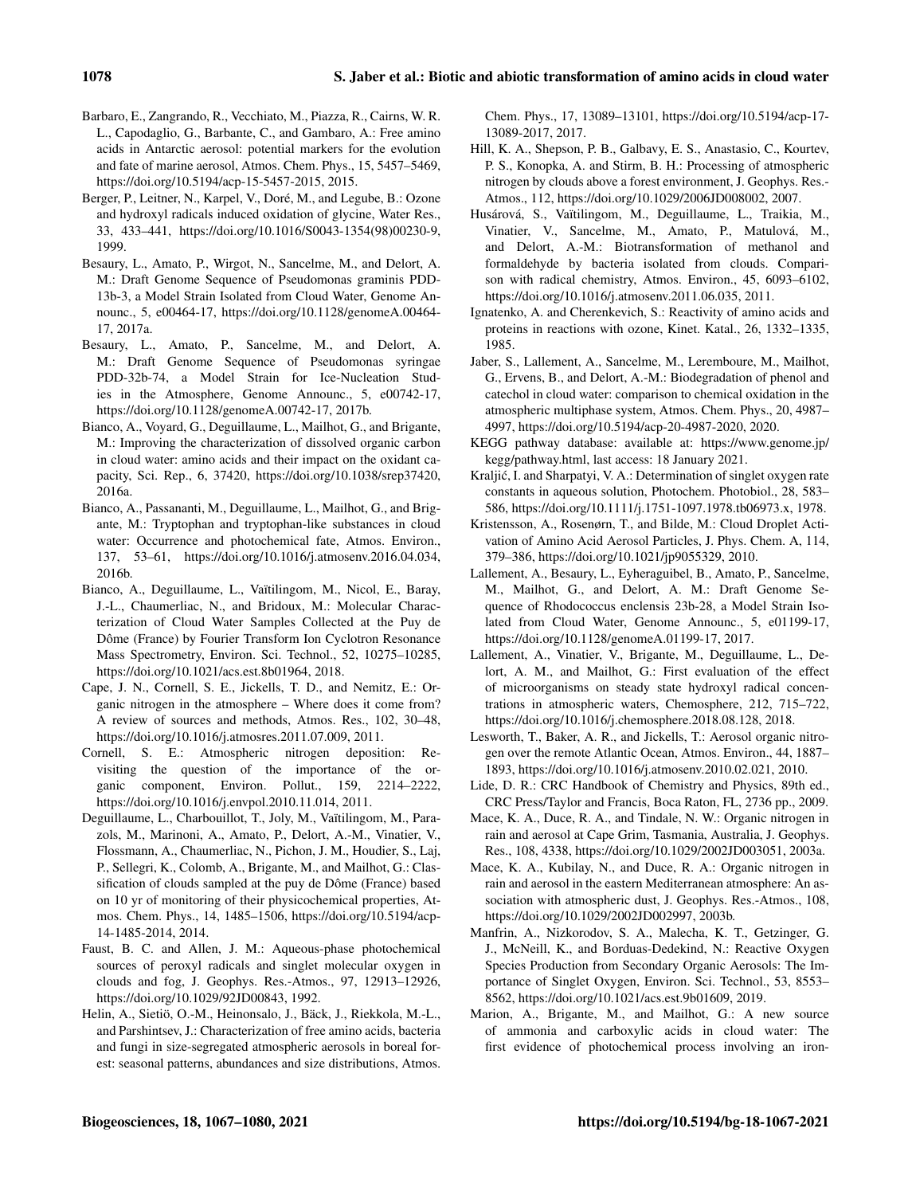Barbaro, E., Zangrando, R., Vecchiato, M., Piazza, R., Cairns, W. R. L., Capodaglio, G., Barbante, C., and Gambaro, A.: Free amino acids in Antarctic aerosol: potential markers for the evolution and fate of marine aerosol, Atmos. Chem. Phys., 15, 5457–5469, https://doi.org/10.5194/acp-15-5457-2015, 2015.

Berger, P., Leitner, N., Karpel, V., Doré, M., and Legube, B.: Ozone and hydroxyl radicals induced oxidation of glycine, Water Res., 33, 433–441, https://doi.org/10.1016/S0043-1354(98)00230-9, 1999.

Besaury, L., Amato, P., Wirgot, N., Sancelme, M., and Delort, A. M.: Draft Genome Sequence of Pseudomonas graminis PDD-13b-3, a Model Strain Isolated from Cloud Water, Genome Announc., 5, e00464-17, https://doi.org/10.1128/genomeA.00464-17, 2017a.

Besaury, L., Amato, P., Sancelme, M., and Delort, A. M.: Draft Genome Sequence of Pseudomonas syringae PDD-32b-74, a Model Strain for Ice-Nucleation Studies in the Atmosphere, Genome Announc., 5, e00742-17, https://doi.org/10.1128/genomeA.00742-17, 2017b.

Bianco, A., Voyard, G., Deguillaume, L., Mailhot, G., and Brigante, M.: Improving the characterization of dissolved organic carbon in cloud water: amino acids and their impact on the oxidant capacity, Sci. Rep., 6, 37420, https://doi.org/10.1038/srep37420, 2016a.

Bianco, A., Passananti, M., Deguillaume, L., Mailhot, G., and Brigante, M.: Tryptophan and tryptophan-like substances in cloud water: Occurrence and photochemical fate, Atmos. Environ., 137, 53–61, https://doi.org/10.1016/j.atmosenv.2016.04.034, 2016b.

Bianco, A., Deguillaume, L., Vaïtilingom, M., Nicol, E., Baray, J.-L., Chaumerliac, N., and Bridoux, M.: Molecular Characterization of Cloud Water Samples Collected at the Puy de Dôme (France) by Fourier Transform Ion Cyclotron Resonance Mass Spectrometry, Environ. Sci. Technol., 52, 10275–10285, https://doi.org/10.1021/acs.est.8b01964, 2018.

Cape, J. N., Cornell, S. E., Jickells, T. D., and Nemitz, E.: Organic nitrogen in the atmosphere – Where does it come from? A review of sources and methods, Atmos. Res., 102, 30–48, https://doi.org/10.1016/j.atmosres.2011.07.009, 2011.

Cornell, S. E.: Atmospheric nitrogen deposition: Revisiting the question of the importance of the organic component, Environ. Pollut., 159, 2214–2222, https://doi.org/10.1016/j.envpol.2010.11.014, 2011.

Deguillaume, L., Charbouillot, T., Joly, M., Vaïtilingom, M., Parazols, M., Marinoni, A., Amato, P., Delort, A.-M., Vinatier, V., Flossmann, A., Chaumerliac, N., Pichon, J. M., Houdier, S., Laj, P., Sellegri, K., Colomb, A., Brigante, M., and Mailhot, G.: Classification of clouds sampled at the puy de Dôme (France) based on 10 yr of monitoring of their physicochemical properties, Atmos. Chem. Phys., 14, 1485–1506, https://doi.org/10.5194/acp-14-1485-2014, 2014.

Faust, B. C. and Allen, J. M.: Aqueous-phase photochemical sources of peroxyl radicals and singlet molecular oxygen in clouds and fog, J. Geophys. Res.-Atmos., 97, 12913–12926, https://doi.org/10.1029/92JD00843, 1992.

Helin, A., Sietiö, O.-M., Heinonsalo, J., Bäck, J., Riekkola, M.-L., and Parshintsev, J.: Characterization of free amino acids, bacteria and fungi in size-segregated atmospheric aerosols in boreal forest: seasonal patterns, abundances and size distributions, Atmos. Chem. Phys., 17, 13089–13101, https://doi.org/10.5194/acp-17-13089-2017, 2017.

Hill, K. A., Shepson, P. B., Galbavy, E. S., Anastasio, C., Kourtev, P. S., Konopka, A. and Stirm, B. H.: Processing of atmospheric nitrogen by clouds above a forest environment, J. Geophys. Res.-Atmos., 112, https://doi.org/10.1029/2006JD008002, 2007.

Husárová, S., Vaïtilingom, M., Deguillaume, L., Traikia, M., Vinatier, V., Sancelme, M., Amato, P., Matulová, M., and Delort, A.-M.: Biotransformation of methanol and formaldehyde by bacteria isolated from clouds. Comparison with radical chemistry, Atmos. Environ., 45, 6093–6102, https://doi.org/10.1016/j.atmosenv.2011.06.035, 2011.

Ignatenko, A. and Cherenkevich, S.: Reactivity of amino acids and proteins in reactions with ozone, Kinet. Katal., 26, 1332–1335, 1985.

Jaber, S., Lallement, A., Sancelme, M., Leremboure, M., Mailhot, G., Ervens, B., and Delort, A.-M.: Biodegradation of phenol and catechol in cloud water: comparison to chemical oxidation in the atmospheric multiphase system, Atmos. Chem. Phys., 20, 4987–4997, https://doi.org/10.5194/acp-20-4987-2020, 2020.

KEGG pathway database: available at: https://www.genome.jp/kegg/pathway.html, last access: 18 January 2021.

Kraljić, I. and Sharpatyi, V. A.: Determination of singlet oxygen rate constants in aqueous solution, Photochem. Photobiol., 28, 583–586, https://doi.org/10.1111/j.1751-1097.1978.tb06973.x, 1978.

Kristensson, A., Rosenørn, T., and Bilde, M.: Cloud Droplet Activation of Amino Acid Aerosol Particles, J. Phys. Chem. A, 114, 379–386, https://doi.org/10.1021/jp9055329, 2010.

Lallement, A., Besaury, L., Eyheraguibel, B., Amato, P., Sancelme, M., Mailhot, G., and Delort, A. M.: Draft Genome Sequence of Rhodococcus enclensis 23b-28, a Model Strain Isolated from Cloud Water, Genome Announc., 5, e01199-17, https://doi.org/10.1128/genomeA.01199-17, 2017.

Lallement, A., Vinatier, V., Brigante, M., Deguillaume, L., Delort, A. M., and Mailhot, G.: First evaluation of the effect of microorganisms on steady state hydroxyl radical concentrations in atmospheric waters, Chemosphere, 212, 715–722, https://doi.org/10.1016/j.chemosphere.2018.08.128, 2018.

Lesworth, T., Baker, A. R., and Jickells, T.: Aerosol organic nitrogen over the remote Atlantic Ocean, Atmos. Environ., 44, 1887–1893, https://doi.org/10.1016/j.atmosenv.2010.02.021, 2010.

Lide, D. R.: CRC Handbook of Chemistry and Physics, 89th ed., CRC Press/Taylor and Francis, Boca Raton, FL, 2736 pp., 2009.

Mace, K. A., Duce, R. A., and Tindale, N. W.: Organic nitrogen in rain and aerosol at Cape Grim, Tasmania, Australia, J. Geophys. Res., 108, 4338, https://doi.org/10.1029/2002JD003051, 2003a.

Mace, K. A., Kubilay, N., and Duce, R. A.: Organic nitrogen in rain and aerosol in the eastern Mediterranean atmosphere: An association with atmospheric dust, J. Geophys. Res.-Atmos., 108, https://doi.org/10.1029/2002JD002997, 2003b.

Manfrin, A., Nizkorodov, S. A., Malecha, K. T., Getzinger, G. J., McNeill, K., and Borduas-Dedekind, N.: Reactive Oxygen Species Production from Secondary Organic Aerosols: The Importance of Singlet Oxygen, Environ. Sci. Technol., 53, 8553–8562, https://doi.org/10.1021/acs.est.9b01609, 2019.

Marion, A., Brigante, M., and Mailhot, G.: A new source of ammonia and carboxylic acids in cloud water: The first evidence of photochemical process involving an iron-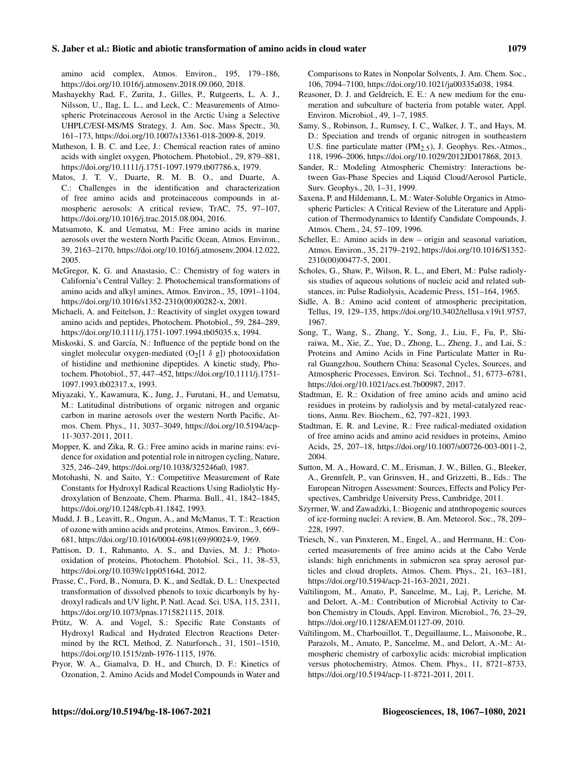amino acid complex, Atmos. Environ., 195, 179–186, https://doi.org/10.1016/j.atmosenv.2018.09.060, 2018.

Mashayekhy Rad, F., Zurita, J., Gilles, P., Rutgeerts, L. A. J., Nilsson, U., Ilag, L. L., and Leck, C.: Measurements of Atmospheric Proteinaceous Aerosol in the Arctic Using a Selective UHPLC/ESI-MS/MS Strategy, J. Am. Soc. Mass Spectr., 30, 161–173, https://doi.org/10.1007/s13361-018-2009-8, 2019.

Matheson, I. B. C. and Lee, J.: Chemical reaction rates of amino acids with singlet oxygen, Photochem. Photobiol., 29, 879–881, https://doi.org/10.1111/j.1751-1097.1979.tb07786.x, 1979.

Matos, J. T. V., Duarte, R. M. B. O., and Duarte, A. C.: Challenges in the identification and characterization of free amino acids and proteinaceous compounds in atmospheric aerosols: A critical review, TrAC, 75, 97–107, https://doi.org/10.1016/j.trac.2015.08.004, 2016.

Matsumoto, K. and Uematsu, M.: Free amino acids in marine aerosols over the western North Pacific Ocean, Atmos. Environ., 39, 2163–2170, https://doi.org/10.1016/j.atmosenv.2004.12.022, 2005.

McGregor, K. G. and Anastasio, C.: Chemistry of fog waters in California's Central Valley: 2. Photochemical transformations of amino acids and alkyl amines, Atmos. Environ., 35, 1091–1104, https://doi.org/10.1016/s1352-2310(00)00282-x, 2001.

Michaeli, A. and Feitelson, J.: Reactivity of singlet oxygen toward amino acids and peptides, Photochem. Photobiol., 59, 284–289, https://doi.org/10.1111/j.1751-1097.1994.tb05035.x, 1994.

Miskoski, S. and García, N.: Influence of the peptide bond on the singlet molecular oxygen-mediated ($O_2$[1 $\delta$ g]) photooxidation of histidine and methionine dipeptides. A kinetic study, Photochem. Photobiol., 57, 447–452, https://doi.org/10.1111/j.1751-1097.1993.tb02317.x, 1993.

Miyazaki, Y., Kawamura, K., Jung, J., Furutani, H., and Uematsu, M.: Latitudinal distributions of organic nitrogen and organic carbon in marine aerosols over the western North Pacific, Atmos. Chem. Phys., 11, 3037–3049, https://doi.org/10.5194/acp-11-3037-2011, 2011.

Mopper, K. and Zika, R. G.: Free amino acids in marine rains: evidence for oxidation and potential role in nitrogen cycling, Nature, 325, 246–249, https://doi.org/10.1038/325246a0, 1987.

Motohashi, N. and Saito, Y.: Competitive Measurement of Rate Constants for Hydroxyl Radical Reactions Using Radiolytic Hydroxylation of Benzoate, Chem. Pharma. Bull., 41, 1842–1845, https://doi.org/10.1248/cpb.41.1842, 1993.

Mudd, J. B., Leavitt, R., Ongun, A., and McManus, T. T.: Reaction of ozone with amino acids and proteins, Atmos. Environ., 3, 669–681, https://doi.org/10.1016/0004-6981(69)90024-9, 1969.

Pattison, D. I., Rahmanto, A. S., and Davies, M. J.: Photo-oxidation of proteins, Photochem. Photobiol. Sci., 11, 38–53, https://doi.org/10.1039/c1pp05164d, 2012.

Prasse, C., Ford, B., Nomura, D. K., and Sedlak, D. L.: Unexpected transformation of dissolved phenols to toxic dicarbonyls by hydroxyl radicals and UV light, P. Natl. Acad. Sci. USA, 115, 2311, https://doi.org/10.1073/pnas.1715821115, 2018.

Prütz, W. A. and Vogel, S.: Specific Rate Constants of Hydroxyl Radical and Hydrated Electron Reactions Determined by the RCL Method, Z. Naturforsch., 31, 1501–1510, https://doi.org/10.1515/znb-1976-1115, 1976.

Pryor, W. A., Giamalva, D. H., and Church, D. F.: Kinetics of Ozonation, 2. Amino Acids and Model Compounds in Water and Comparisons to Rates in Nonpolar Solvents, J. Am. Chem. Soc., 106, 7094–7100, https://doi.org/10.1021/ja00335a038, 1984.

Reasoner, D. J. and Geldreich, E. E.: A new medium for the enumeration and subculture of bacteria from potable water, Appl. Environ. Microbiol., 49, 1–7, 1985.

Samy, S., Robinson, J., Rumsey, I. C., Walker, J. T., and Hays, M. D.: Speciation and trends of organic nitrogen in southeastern U.S. fine particulate matter ($PM_{2.5}$), J. Geophys. Res.-Atmos., 118, 1996–2006, https://doi.org/10.1029/2012JD017868, 2013.

Sander, R.: Modeling Atmospheric Chemistry: Interactions between Gas-Phase Species and Liquid Cloud/Aerosol Particle, Surv. Geophys., 20, 1–31, 1999.

Saxena, P. and Hildemann, L. M.: Water-Soluble Organics in Atmospheric Particles: A Critical Review of the Literature and Application of Thermodynamics to Identify Candidate Compounds, J. Atmos. Chem., 24, 57–109, 1996.

Scheller, E.: Amino acids in dew – origin and seasonal variation, Atmos. Environ., 35, 2179–2192, https://doi.org/10.1016/S1352-2310(00)00477-5, 2001.

Scholes, G., Shaw, P., Wilson, R. L., and Ebert, M.: Pulse radiolysis studies of aqueous solutions of nucleic acid and related substances, in: Pulse Radiolysis, Academic Press, 151–164, 1965.

Sidle, A. B.: Amino acid content of atmospheric precipitation, Tellus, 19, 129–135, https://doi.org/10.3402/tellusa.v19i1.9757, 1967.

Song, T., Wang, S., Zhang, Y., Song, J., Liu, F., Fu, P., Shiraiwa, M., Xie, Z., Yue, D., Zhong, L., Zheng, J., and Lai, S.: Proteins and Amino Acids in Fine Particulate Matter in Rural Guangzhou, Southern China: Seasonal Cycles, Sources, and Atmospheric Processes, Environ. Sci. Technol., 51, 6773–6781, https://doi.org/10.1021/acs.est.7b00987, 2017.

Stadtman, E. R.: Oxidation of free amino acids and amino acid residues in proteins by radiolysis and by metal-catalyzed reactions, Annu. Rev. Biochem., 62, 797–821, 1993.

Stadtman, E. R. and Levine, R.: Free radical-mediated oxidation of free amino acids and amino acid residues in proteins, Amino Acids, 25, 207–18, https://doi.org/10.1007/s00726-003-0011-2, 2004.

Sutton, M. A., Howard, C. M., Erisman, J. W., Billen, G., Bleeker, A., Grennfelt, P., van Grinsven, H., and Grizzetti, B., Eds.: The European Nitrogen Assessment: Sources, Effects and Policy Perspectives, Cambridge University Press, Cambridge, 2011.

Szyrmer, W. and Zawadzki, I.: Biogenic and atnthropogenic sources of ice-forming nuclei: A review, B. Am. Meteorol. Soc., 78, 209–228, 1997.

Triesch, N., van Pinxteren, M., Engel, A., and Herrmann, H.: Concerted measurements of free amino acids at the Cabo Verde islands: high enrichments in submicron sea spray aerosol particles and cloud droplets, Atmos. Chem. Phys., 21, 163–181, https://doi.org/10.5194/acp-21-163-2021, 2021.

Vaïtilingom, M., Amato, P., Sancelme, M., Laj, P., Leriche, M. and Delort, A.-M.: Contribution of Microbial Activity to Carbon Chemistry in Clouds, Appl. Environ. Microbiol., 76, 23–29, https://doi.org/10.1128/AEM.01127-09, 2010.

Vaïtilingom, M., Charbouillot, T., Deguillaume, L., Maisonobe, R., Parazols, M., Amato, P., Sancelme, M., and Delort, A.-M.: Atmospheric chemistry of carboxylic acids: microbial implication versus photochemistry, Atmos. Chem. Phys., 11, 8721–8733, https://doi.org/10.5194/acp-11-8721-2011, 2011.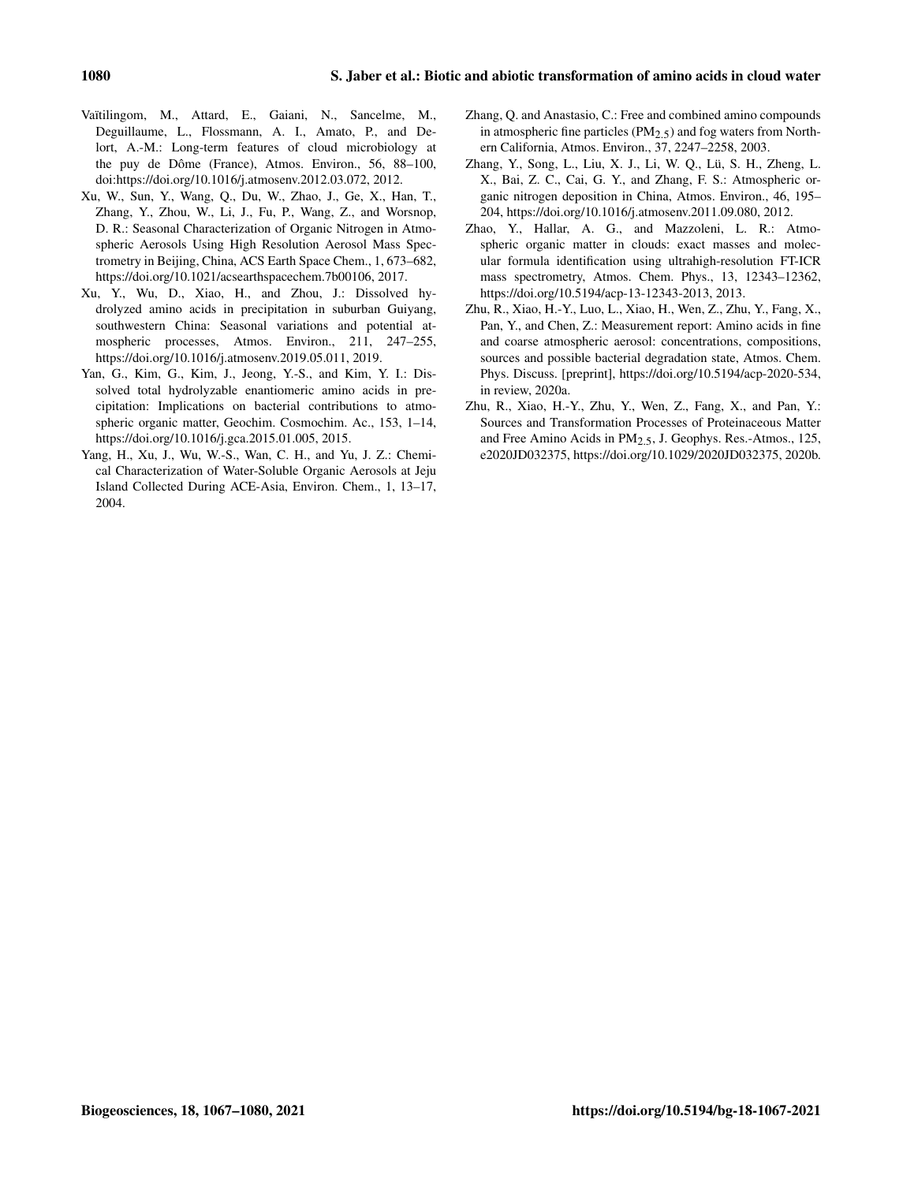Vaïtilingom, M., Attard, E., Gaiani, N., Sancelme, M., Deguillaume, L., Flossmann, A. I., Amato, P., and Delort, A.-M.: Long-term features of cloud microbiology at the puy de Dôme (France), Atmos. Environ., 56, 88–100, doi:https://doi.org/10.1016/j.atmosenv.2012.03.072, 2012.

Xu, W., Sun, Y., Wang, Q., Du, W., Zhao, J., Ge, X., Han, T., Zhang, Y., Zhou, W., Li, J., Fu, P., Wang, Z., and Worsnop, D. R.: Seasonal Characterization of Organic Nitrogen in Atmospheric Aerosols Using High Resolution Aerosol Mass Spectrometry in Beijing, China, ACS Earth Space Chem., 1, 673–682, https://doi.org/10.1021/acsearthspacechem.7b00106, 2017.

Xu, Y., Wu, D., Xiao, H., and Zhou, J.: Dissolved hydrolyzed amino acids in precipitation in suburban Guiyang, southwestern China: Seasonal variations and potential atmospheric processes, Atmos. Environ., 211, 247–255, https://doi.org/10.1016/j.atmosenv.2019.05.011, 2019.

Yan, G., Kim, G., Kim, J., Jeong, Y.-S., and Kim, Y. I.: Dissolved total hydrolyzable enantiomeric amino acids in precipitation: Implications on bacterial contributions to atmospheric organic matter, Geochim. Cosmochim. Ac., 153, 1–14, https://doi.org/10.1016/j.gca.2015.01.005, 2015.

Yang, H., Xu, J., Wu, W.-S., Wan, C. H., and Yu, J. Z.: Chemical Characterization of Water-Soluble Organic Aerosols at Jeju Island Collected During ACE-Asia, Environ. Chem., 1, 13–17, 2004.

Zhang, Q. and Anastasio, C.: Free and combined amino compounds in atmospheric fine particles ($PM_{2.5}$) and fog waters from Northern California, Atmos. Environ., 37, 2247–2258, 2003.

Zhang, Y., Song, L., Liu, X. J., Li, W. Q., Lü, S. H., Zheng, L. X., Bai, Z. C., Cai, G. Y., and Zhang, F. S.: Atmospheric organic nitrogen deposition in China, Atmos. Environ., 46, 195–204, https://doi.org/10.1016/j.atmosenv.2011.09.080, 2012.

Zhao, Y., Hallar, A. G., and Mazzoleni, L. R.: Atmospheric organic matter in clouds: exact masses and molecular formula identification using ultrahigh-resolution FT-ICR mass spectrometry, Atmos. Chem. Phys., 13, 12343–12362, https://doi.org/10.5194/acp-13-12343-2013, 2013.

Zhu, R., Xiao, H.-Y., Luo, L., Xiao, H., Wen, Z., Zhu, Y., Fang, X., Pan, Y., and Chen, Z.: Measurement report: Amino acids in fine and coarse atmospheric aerosol: concentrations, compositions, sources and possible bacterial degradation state, Atmos. Chem. Phys. Discuss. [preprint], https://doi.org/10.5194/acp-2020-534, in review, 2020a.

Zhu, R., Xiao, H.-Y., Zhu, Y., Wen, Z., Fang, X., and Pan, Y.: Sources and Transformation Processes of Proteinaceous Matter and Free Amino Acids in $PM_{2.5}$, J. Geophys. Res.-Atmos., 125, e2020JD032375, https://doi.org/10.1029/2020JD032375, 2020b.